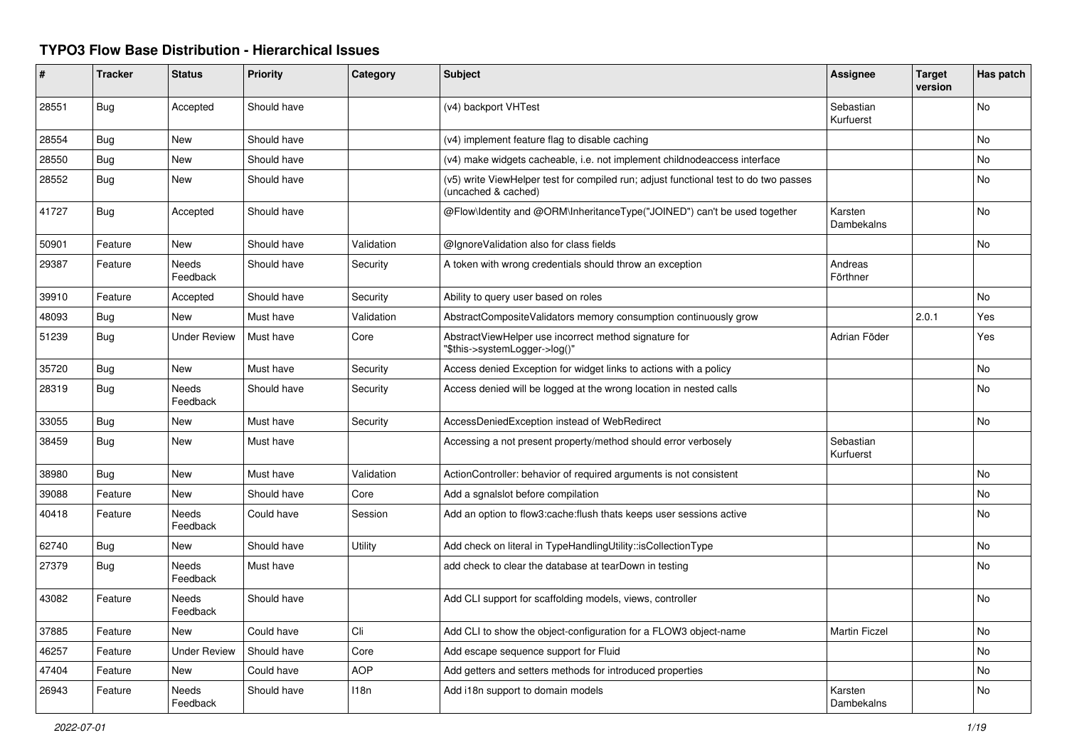# TYPO3 Flow Base Distribution - Hierarchical Issues

| # | Tracker | Status | Priority | Category | Subject | Assignee | Target version | Has patch |
|---|---|---|---|---|---|---|---|---|
| 28551 | Bug | Accepted | Should have | | (v4) backport VHTest | Sebastian Kurfuerst | | No |
| 28554 | Bug | New | Should have | | (v4) implement feature flag to disable caching | | | No |
| 28550 | Bug | New | Should have | | (v4) make widgets cacheable, i.e. not implement childnodeaccess interface | | | No |
| 28552 | Bug | New | Should have | | (v5) write ViewHelper test for compiled run; adjust functional test to do two passes (uncached & cached) | | | No |
| 41727 | Bug | Accepted | Should have | | @Flow\Identity and @ORM\InheritanceType("JOINED") can't be used together | Karsten Dambekalns | | No |
| 50901 | Feature | New | Should have | Validation | @IgnoreValidation also for class fields | | | No |
| 29387 | Feature | Needs Feedback | Should have | Security | A token with wrong credentials should throw an exception | Andreas Förthner | | |
| 39910 | Feature | Accepted | Should have | Security | Ability to query user based on roles | | | No |
| 48093 | Bug | New | Must have | Validation | AbstractCompositeValidators memory consumption continuously grow | | 2.0.1 | Yes |
| 51239 | Bug | Under Review | Must have | Core | AbstractViewHelper use incorrect method signature for "$this->systemLogger->log()" | Adrian Föder | | Yes |
| 35720 | Bug | New | Must have | Security | Access denied Exception for widget links to actions with a policy | | | No |
| 28319 | Bug | Needs Feedback | Should have | Security | Access denied will be logged at the wrong location in nested calls | | | No |
| 33055 | Bug | New | Must have | Security | AccessDeniedException instead of WebRedirect | | | No |
| 38459 | Bug | New | Must have | | Accessing a not present property/method should error verbosely | Sebastian Kurfuerst | | |
| 38980 | Bug | New | Must have | Validation | ActionController: behavior of required arguments is not consistent | | | No |
| 39088 | Feature | New | Should have | Core | Add a sgnalslot before compilation | | | No |
| 40418 | Feature | Needs Feedback | Could have | Session | Add an option to flow3:cache:flush thats keeps user sessions active | | | No |
| 62740 | Bug | New | Should have | Utility | Add check on literal in TypeHandlingUtility::isCollectionType | | | No |
| 27379 | Bug | Needs Feedback | Must have | | add check to clear the database at tearDown in testing | | | No |
| 43082 | Feature | Needs Feedback | Should have | | Add CLI support for scaffolding models, views, controller | | | No |
| 37885 | Feature | New | Could have | Cli | Add CLI to show the object-configuration for a FLOW3 object-name | Martin Ficzel | | No |
| 46257 | Feature | Under Review | Should have | Core | Add escape sequence support for Fluid | | | No |
| 47404 | Feature | New | Could have | AOP | Add getters and setters methods for introduced properties | | | No |
| 26943 | Feature | Needs Feedback | Should have | I18n | Add i18n support to domain models | Karsten Dambekalns | | No |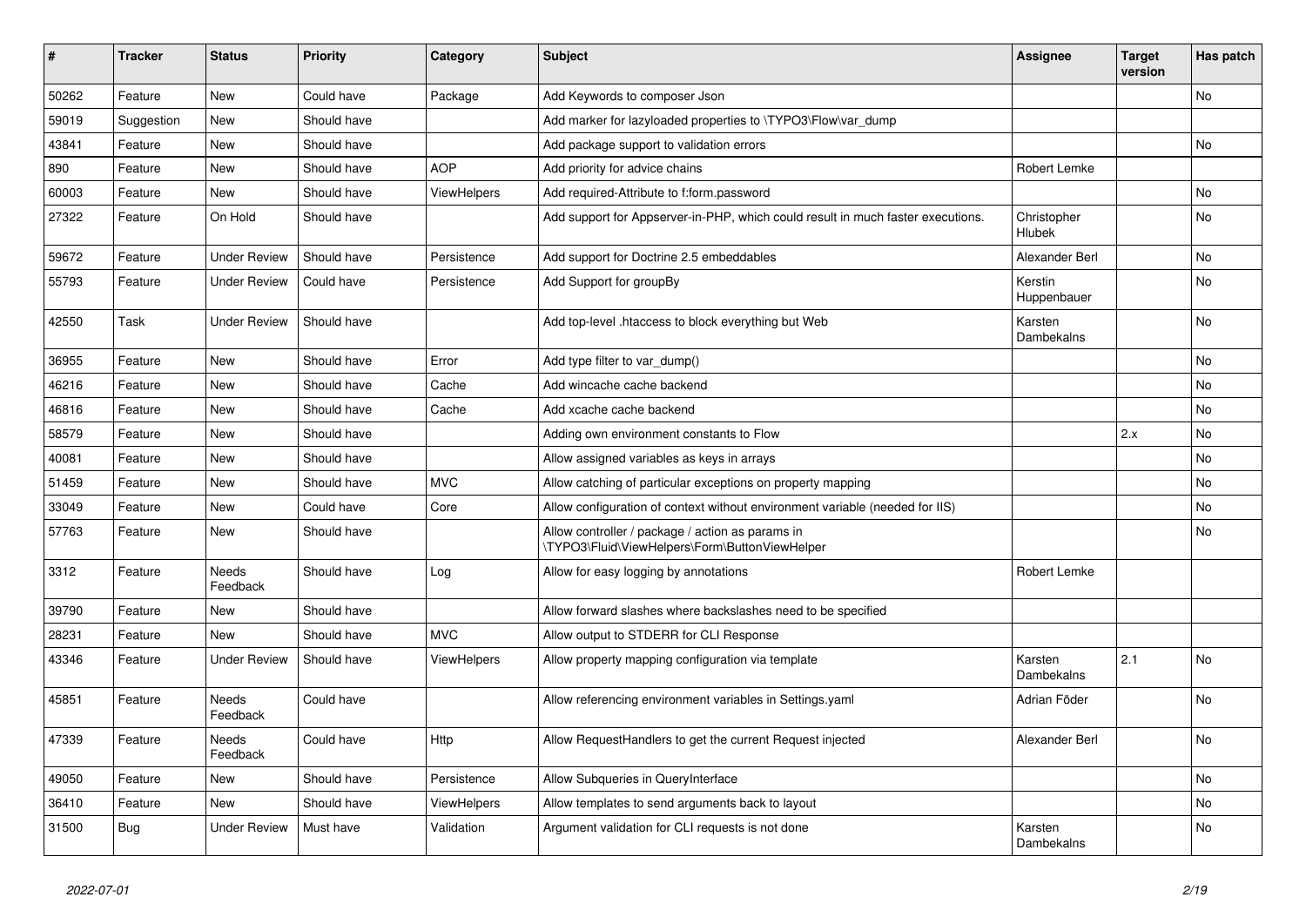| # | Tracker | Status | Priority | Category | Subject | Assignee | Target version | Has patch |
|---|---|---|---|---|---|---|---|---|
| 50262 | Feature | New | Could have | Package | Add Keywords to composer Json | | | No |
| 59019 | Suggestion | New | Should have | | Add marker for lazyloaded properties to \TYPO3\Flow\var_dump | | | |
| 43841 | Feature | New | Should have | | Add package support to validation errors | | | No |
| 890 | Feature | New | Should have | AOP | Add priority for advice chains | Robert Lemke | | |
| 60003 | Feature | New | Should have | ViewHelpers | Add required-Attribute to f:form.password | | | No |
| 27322 | Feature | On Hold | Should have | | Add support for Appserver-in-PHP, which could result in much faster executions. | Christopher Hlubek | | No |
| 59672 | Feature | Under Review | Should have | Persistence | Add support for Doctrine 2.5 embeddables | Alexander Berl | | No |
| 55793 | Feature | Under Review | Could have | Persistence | Add Support for groupBy | Kerstin Huppenbauer | | No |
| 42550 | Task | Under Review | Should have | | Add top-level .htaccess to block everything but Web | Karsten Dambekalns | | No |
| 36955 | Feature | New | Should have | Error | Add type filter to var_dump() | | | No |
| 46216 | Feature | New | Should have | Cache | Add wincache cache backend | | | No |
| 46816 | Feature | New | Should have | Cache | Add xcache cache backend | | | No |
| 58579 | Feature | New | Should have | | Adding own environment constants to Flow | | 2.x | No |
| 40081 | Feature | New | Should have | | Allow assigned variables as keys in arrays | | | No |
| 51459 | Feature | New | Should have | MVC | Allow catching of particular exceptions on property mapping | | | No |
| 33049 | Feature | New | Could have | Core | Allow configuration of context without environment variable (needed for IIS) | | | No |
| 57763 | Feature | New | Should have | | Allow controller / package / action as params in \TYPO3\Fluid\ViewHelpers\Form\ButtonViewHelper | | | No |
| 3312 | Feature | Needs Feedback | Should have | Log | Allow for easy logging by annotations | Robert Lemke | | |
| 39790 | Feature | New | Should have | | Allow forward slashes where backslashes need to be specified | | | |
| 28231 | Feature | New | Should have | MVC | Allow output to STDERR for CLI Response | | | |
| 43346 | Feature | Under Review | Should have | ViewHelpers | Allow property mapping configuration via template | Karsten Dambekalns | 2.1 | No |
| 45851 | Feature | Needs Feedback | Could have | | Allow referencing environment variables in Settings.yaml | Adrian Föder | | No |
| 47339 | Feature | Needs Feedback | Could have | Http | Allow RequestHandlers to get the current Request injected | Alexander Berl | | No |
| 49050 | Feature | New | Should have | Persistence | Allow Subqueries in QueryInterface | | | No |
| 36410 | Feature | New | Should have | ViewHelpers | Allow templates to send arguments back to layout | | | No |
| 31500 | Bug | Under Review | Must have | Validation | Argument validation for CLI requests is not done | Karsten Dambekalns | | No |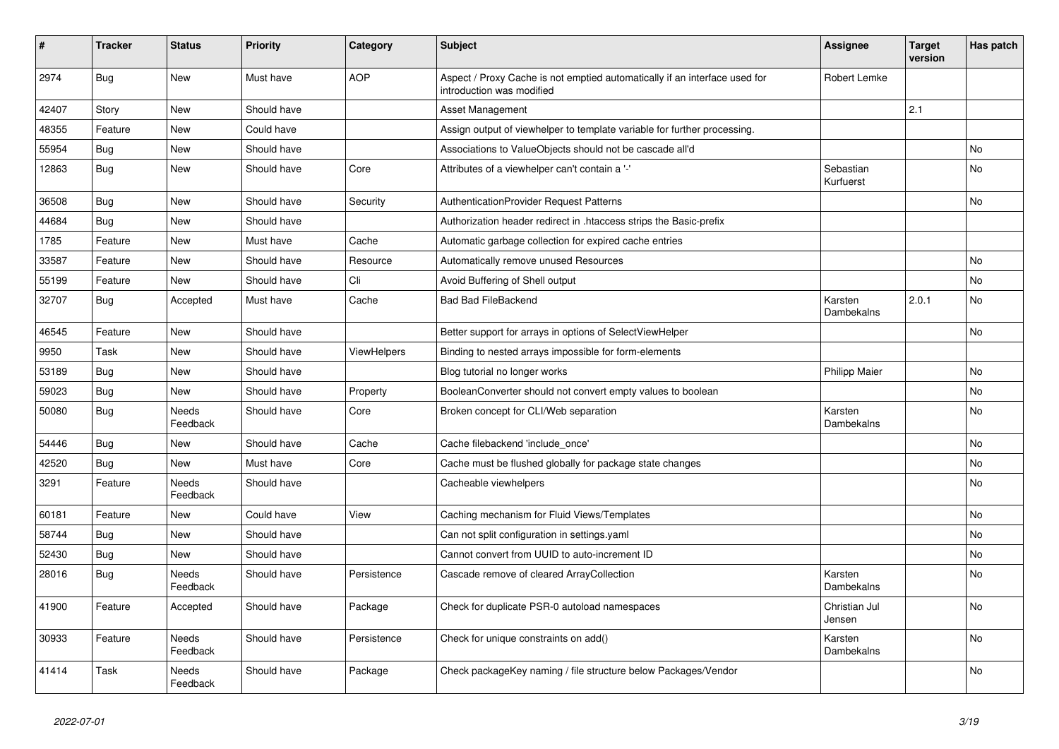| # | Tracker | Status | Priority | Category | Subject | Assignee | Target version | Has patch |
|---|---|---|---|---|---|---|---|---|
| 2974 | Bug | New | Must have | AOP | Aspect / Proxy Cache is not emptied automatically if an interface used for introduction was modified | Robert Lemke | | |
| 42407 | Story | New | Should have | | Asset Management | | 2.1 | |
| 48355 | Feature | New | Could have | | Assign output of viewhelper to template variable for further processing. | | | |
| 55954 | Bug | New | Should have | | Associations to ValueObjects should not be cascade all'd | | | No |
| 12863 | Bug | New | Should have | Core | Attributes of a viewhelper can't contain a '-' | Sebastian Kurfuerst | | No |
| 36508 | Bug | New | Should have | Security | AuthenticationProvider Request Patterns | | | No |
| 44684 | Bug | New | Should have | | Authorization header redirect in .htaccess strips the Basic-prefix | | | |
| 1785 | Feature | New | Must have | Cache | Automatic garbage collection for expired cache entries | | | |
| 33587 | Feature | New | Should have | Resource | Automatically remove unused Resources | | | No |
| 55199 | Feature | New | Should have | Cli | Avoid Buffering of Shell output | | | No |
| 32707 | Bug | Accepted | Must have | Cache | Bad Bad FileBackend | Karsten Dambekalns | 2.0.1 | No |
| 46545 | Feature | New | Should have | | Better support for arrays in options of SelectViewHelper | | | No |
| 9950 | Task | New | Should have | ViewHelpers | Binding to nested arrays impossible for form-elements | | | |
| 53189 | Bug | New | Should have | | Blog tutorial no longer works | Philipp Maier | | No |
| 59023 | Bug | New | Should have | Property | BooleanConverter should not convert empty values to boolean | | | No |
| 50080 | Bug | Needs Feedback | Should have | Core | Broken concept for CLI/Web separation | Karsten Dambekalns | | No |
| 54446 | Bug | New | Should have | Cache | Cache filebackend 'include_once' | | | No |
| 42520 | Bug | New | Must have | Core | Cache must be flushed globally for package state changes | | | No |
| 3291 | Feature | Needs Feedback | Should have | | Cacheable viewhelpers | | | No |
| 60181 | Feature | New | Could have | View | Caching mechanism for Fluid Views/Templates | | | No |
| 58744 | Bug | New | Should have | | Can not split configuration in settings.yaml | | | No |
| 52430 | Bug | New | Should have | | Cannot convert from UUID to auto-increment ID | | | No |
| 28016 | Bug | Needs Feedback | Should have | Persistence | Cascade remove of cleared ArrayCollection | Karsten Dambekalns | | No |
| 41900 | Feature | Accepted | Should have | Package | Check for duplicate PSR-0 autoload namespaces | Christian Jul Jensen | | No |
| 30933 | Feature | Needs Feedback | Should have | Persistence | Check for unique constraints on add() | Karsten Dambekalns | | No |
| 41414 | Task | Needs Feedback | Should have | Package | Check packageKey naming / file structure below Packages/Vendor | | | No |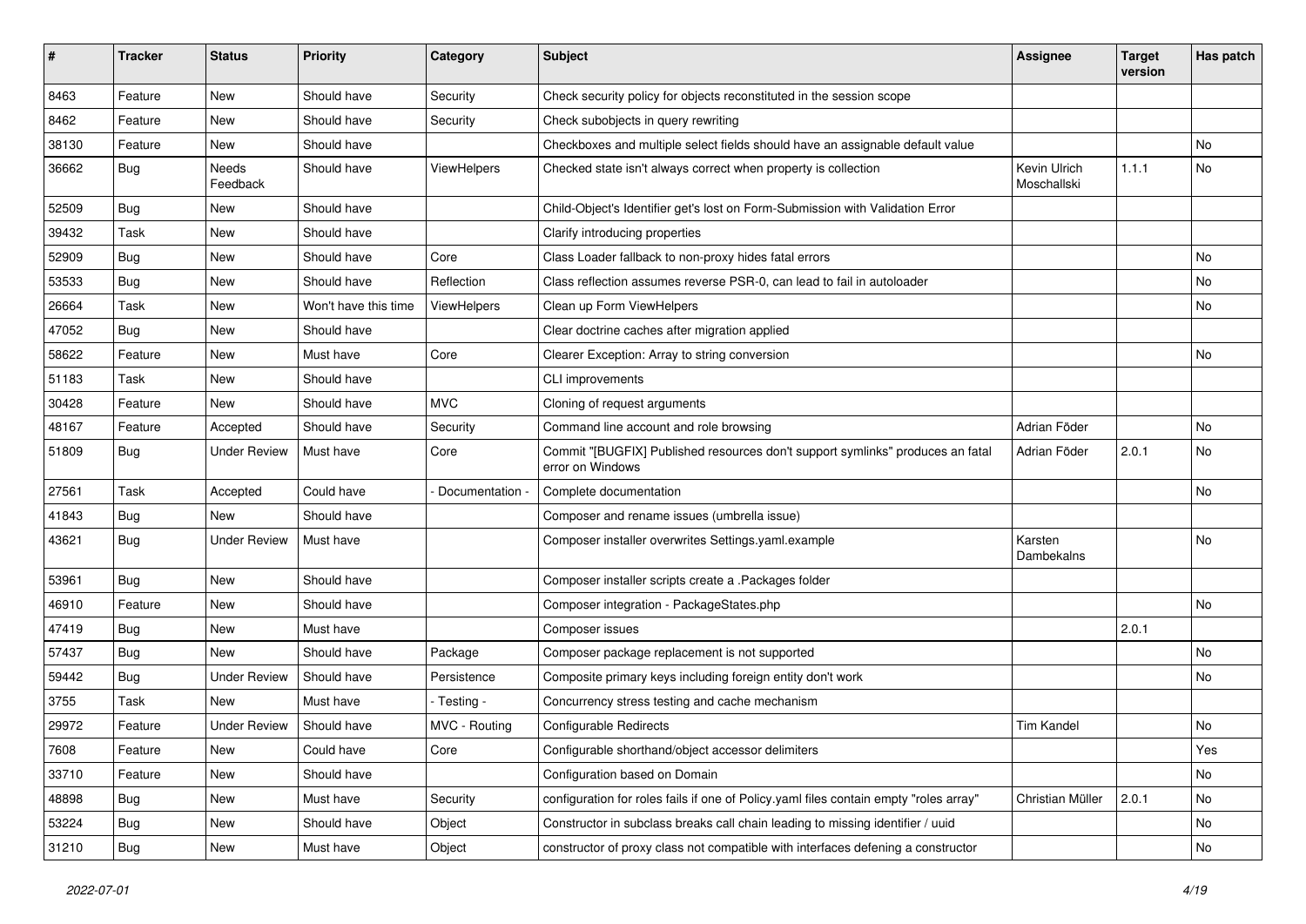| # | Tracker | Status | Priority | Category | Subject | Assignee | Target version | Has patch |
|---|---|---|---|---|---|---|---|---|
| 8463 | Feature | New | Should have | Security | Check security policy for objects reconstituted in the session scope | | | |
| 8462 | Feature | New | Should have | Security | Check subobjects in query rewriting | | | |
| 38130 | Feature | New | Should have | | Checkboxes and multiple select fields should have an assignable default value | | | No |
| 36662 | Bug | Needs Feedback | Should have | ViewHelpers | Checked state isn't always correct when property is collection | Kevin Ulrich Moschallski | 1.1.1 | No |
| 52509 | Bug | New | Should have | | Child-Object's Identifier get's lost on Form-Submission with Validation Error | | | |
| 39432 | Task | New | Should have | | Clarify introducing properties | | | |
| 52909 | Bug | New | Should have | Core | Class Loader fallback to non-proxy hides fatal errors | | | No |
| 53533 | Bug | New | Should have | Reflection | Class reflection assumes reverse PSR-0, can lead to fail in autoloader | | | No |
| 26664 | Task | New | Won't have this time | ViewHelpers | Clean up Form ViewHelpers | | | No |
| 47052 | Bug | New | Should have | | Clear doctrine caches after migration applied | | | |
| 58622 | Feature | New | Must have | Core | Clearer Exception: Array to string conversion | | | No |
| 51183 | Task | New | Should have | | CLI improvements | | | |
| 30428 | Feature | New | Should have | MVC | Cloning of request arguments | | | |
| 48167 | Feature | Accepted | Should have | Security | Command line account and role browsing | Adrian Föder | | No |
| 51809 | Bug | Under Review | Must have | Core | Commit "[BUGFIX] Published resources don't support symlinks" produces an fatal error on Windows | Adrian Föder | 2.0.1 | No |
| 27561 | Task | Accepted | Could have | - Documentation - | Complete documentation | | | No |
| 41843 | Bug | New | Should have | | Composer and rename issues (umbrella issue) | | | |
| 43621 | Bug | Under Review | Must have | | Composer installer overwrites Settings.yaml.example | Karsten Dambekalns | | No |
| 53961 | Bug | New | Should have | | Composer installer scripts create a .Packages folder | | | |
| 46910 | Feature | New | Should have | | Composer integration - PackageStates.php | | | No |
| 47419 | Bug | New | Must have | | Composer issues | | 2.0.1 | |
| 57437 | Bug | New | Should have | Package | Composer package replacement is not supported | | | No |
| 59442 | Bug | Under Review | Should have | Persistence | Composite primary keys including foreign entity don't work | | | No |
| 3755 | Task | New | Must have | - Testing - | Concurrency stress testing and cache mechanism | | | |
| 29972 | Feature | Under Review | Should have | MVC - Routing | Configurable Redirects | Tim Kandel | | No |
| 7608 | Feature | New | Could have | Core | Configurable shorthand/object accessor delimiters | | | Yes |
| 33710 | Feature | New | Should have | | Configuration based on Domain | | | No |
| 48898 | Bug | New | Must have | Security | configuration for roles fails if one of Policy.yaml files contain empty "roles array" | Christian Müller | 2.0.1 | No |
| 53224 | Bug | New | Should have | Object | Constructor in subclass breaks call chain leading to missing identifier / uuid | | | No |
| 31210 | Bug | New | Must have | Object | constructor of proxy class not compatible with interfaces defening a constructor | | | No |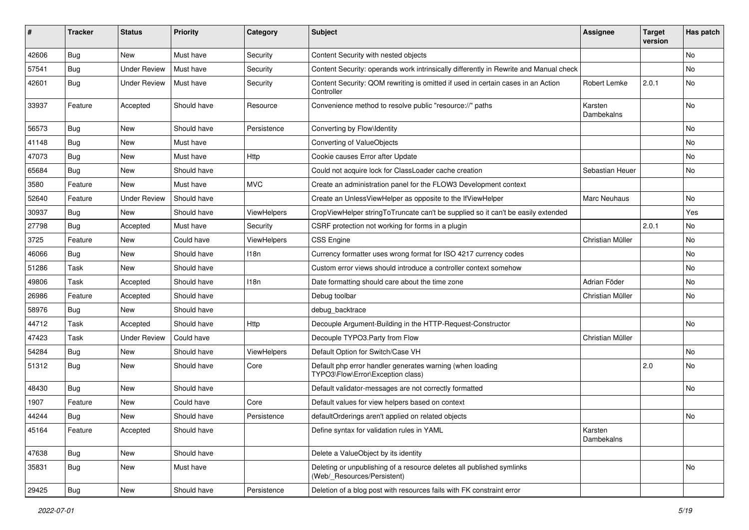| # | Tracker | Status | Priority | Category | Subject | Assignee | Target version | Has patch |
|---|---|---|---|---|---|---|---|---|
| 42606 | Bug | New | Must have | Security | Content Security with nested objects | | | No |
| 57541 | Bug | Under Review | Must have | Security | Content Security: operands work intrinsically differently in Rewrite and Manual check | | | No |
| 42601 | Bug | Under Review | Must have | Security | Content Security: QOM rewriting is omitted if used in certain cases in an Action Controller | Robert Lemke | 2.0.1 | No |
| 33937 | Feature | Accepted | Should have | Resource | Convenience method to resolve public "resource://" paths | Karsten Dambekalns | | No |
| 56573 | Bug | New | Should have | Persistence | Converting by Flow\Identity | | | No |
| 41148 | Bug | New | Must have | | Converting of ValueObjects | | | No |
| 47073 | Bug | New | Must have | Http | Cookie causes Error after Update | | | No |
| 65684 | Bug | New | Should have | | Could not acquire lock for ClassLoader cache creation | Sebastian Heuer | | No |
| 3580 | Feature | New | Must have | MVC | Create an administration panel for the FLOW3 Development context | | | |
| 52640 | Feature | Under Review | Should have | | Create an UnlessViewHelper as opposite to the IfViewHelper | Marc Neuhaus | | No |
| 30937 | Bug | New | Should have | ViewHelpers | CropViewHelper stringToTruncate can't be supplied so it can't be easily extended | | | Yes |
| 27798 | Bug | Accepted | Must have | Security | CSRF protection not working for forms in a plugin | | 2.0.1 | No |
| 3725 | Feature | New | Could have | ViewHelpers | CSS Engine | Christian Müller | | No |
| 46066 | Bug | New | Should have | I18n | Currency formatter uses wrong format for ISO 4217 currency codes | | | No |
| 51286 | Task | New | Should have | | Custom error views should introduce a controller context somehow | | | No |
| 49806 | Task | Accepted | Should have | I18n | Date formatting should care about the time zone | Adrian Föder | | No |
| 26986 | Feature | Accepted | Should have | | Debug toolbar | Christian Müller | | No |
| 58976 | Bug | New | Should have | | debug_backtrace | | | |
| 44712 | Task | Accepted | Should have | Http | Decouple Argument-Building in the HTTP-Request-Constructor | | | No |
| 47423 | Task | Under Review | Could have | | Decouple TYPO3.Party from Flow | Christian Müller | | |
| 54284 | Bug | New | Should have | ViewHelpers | Default Option for Switch/Case VH | | | No |
| 51312 | Bug | New | Should have | Core | Default php error handler generates warning (when loading TYPO3\Flow\Error\Exception class) | | 2.0 | No |
| 48430 | Bug | New | Should have | | Default validator-messages are not correctly formatted | | | No |
| 1907 | Feature | New | Could have | Core | Default values for view helpers based on context | | | |
| 44244 | Bug | New | Should have | Persistence | defaultOrderings aren't applied on related objects | | | No |
| 45164 | Feature | Accepted | Should have | | Define syntax for validation rules in YAML | Karsten Dambekalns | | |
| 47638 | Bug | New | Should have | | Delete a ValueObject by its identity | | | |
| 35831 | Bug | New | Must have | | Deleting or unpublishing of a resource deletes all published symlinks (Web/_Resources/Persistent) | | | No |
| 29425 | Bug | New | Should have | Persistence | Deletion of a blog post with resources fails with FK constraint error | | | |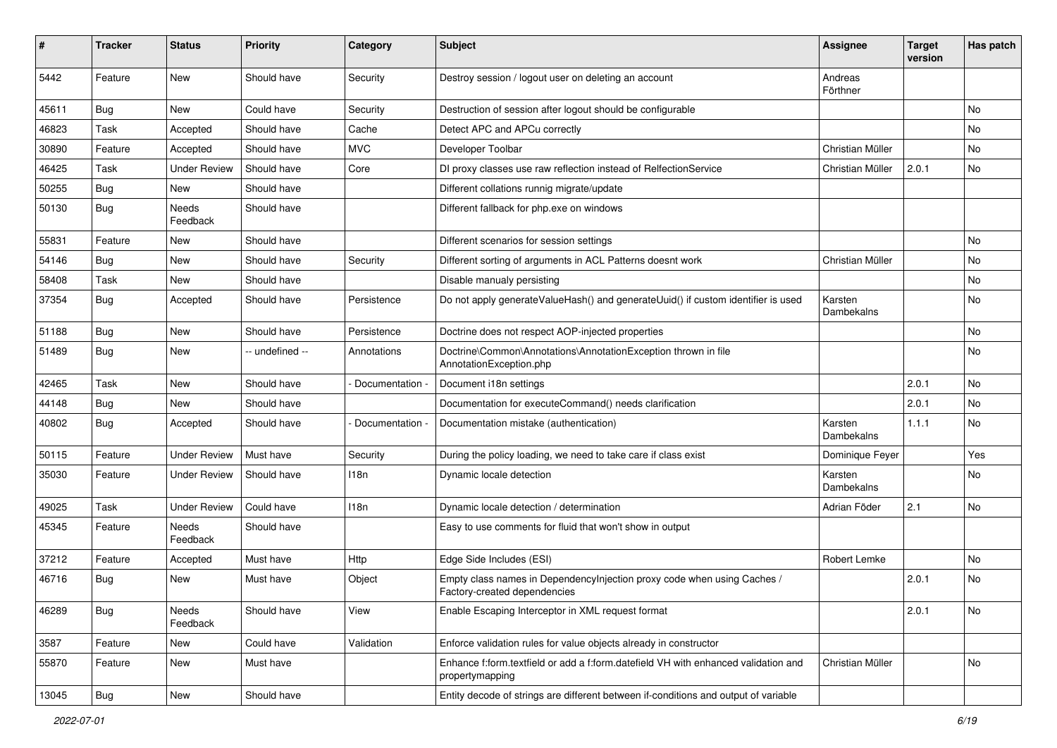| # | Tracker | Status | Priority | Category | Subject | Assignee | Target version | Has patch |
|---|---|---|---|---|---|---|---|---|
| 5442 | Feature | New | Should have | Security | Destroy session / logout user on deleting an account | Andreas Förthner | | |
| 45611 | Bug | New | Could have | Security | Destruction of session after logout should be configurable | | | No |
| 46823 | Task | Accepted | Should have | Cache | Detect APC and APCu correctly | | | No |
| 30890 | Feature | Accepted | Should have | MVC | Developer Toolbar | Christian Müller | | No |
| 46425 | Task | Under Review | Should have | Core | DI proxy classes use raw reflection instead of RelfectionService | Christian Müller | 2.0.1 | No |
| 50255 | Bug | New | Should have | | Different collations runnig migrate/update | | | |
| 50130 | Bug | Needs Feedback | Should have | | Different fallback for php.exe on windows | | | |
| 55831 | Feature | New | Should have | | Different scenarios for session settings | | | No |
| 54146 | Bug | New | Should have | Security | Different sorting of arguments in ACL Patterns doesnt work | Christian Müller | | No |
| 58408 | Task | New | Should have | | Disable manualy persisting | | | No |
| 37354 | Bug | Accepted | Should have | Persistence | Do not apply generateValueHash() and generateUuid() if custom identifier is used | Karsten Dambekalns | | No |
| 51188 | Bug | New | Should have | Persistence | Doctrine does not respect AOP-injected properties | | | No |
| 51489 | Bug | New | -- undefined -- | Annotations | Doctrine\Common\Annotations\AnnotationException thrown in file AnnotationException.php | | | No |
| 42465 | Task | New | Should have | - Documentation - | Document i18n settings | | 2.0.1 | No |
| 44148 | Bug | New | Should have | | Documentation for executeCommand() needs clarification | | 2.0.1 | No |
| 40802 | Bug | Accepted | Should have | - Documentation - | Documentation mistake (authentication) | Karsten Dambekalns | 1.1.1 | No |
| 50115 | Feature | Under Review | Must have | Security | During the policy loading, we need to take care if class exist | Dominique Feyer | | Yes |
| 35030 | Feature | Under Review | Should have | I18n | Dynamic locale detection | Karsten Dambekalns | | No |
| 49025 | Task | Under Review | Could have | I18n | Dynamic locale detection / determination | Adrian Föder | 2.1 | No |
| 45345 | Feature | Needs Feedback | Should have | | Easy to use comments for fluid that won't show in output | | | |
| 37212 | Feature | Accepted | Must have | Http | Edge Side Includes (ESI) | Robert Lemke | | No |
| 46716 | Bug | New | Must have | Object | Empty class names in DependencyInjection proxy code when using Caches / Factory-created dependencies | | 2.0.1 | No |
| 46289 | Bug | Needs Feedback | Should have | View | Enable Escaping Interceptor in XML request format | | 2.0.1 | No |
| 3587 | Feature | New | Could have | Validation | Enforce validation rules for value objects already in constructor | | | |
| 55870 | Feature | New | Must have | | Enhance f:form.textfield or add a f:form.datefield VH with enhanced validation and propertymapping | Christian Müller | | No |
| 13045 | Bug | New | Should have | | Entity decode of strings are different between if-conditions and output of variable | | | |

*2022-07-01*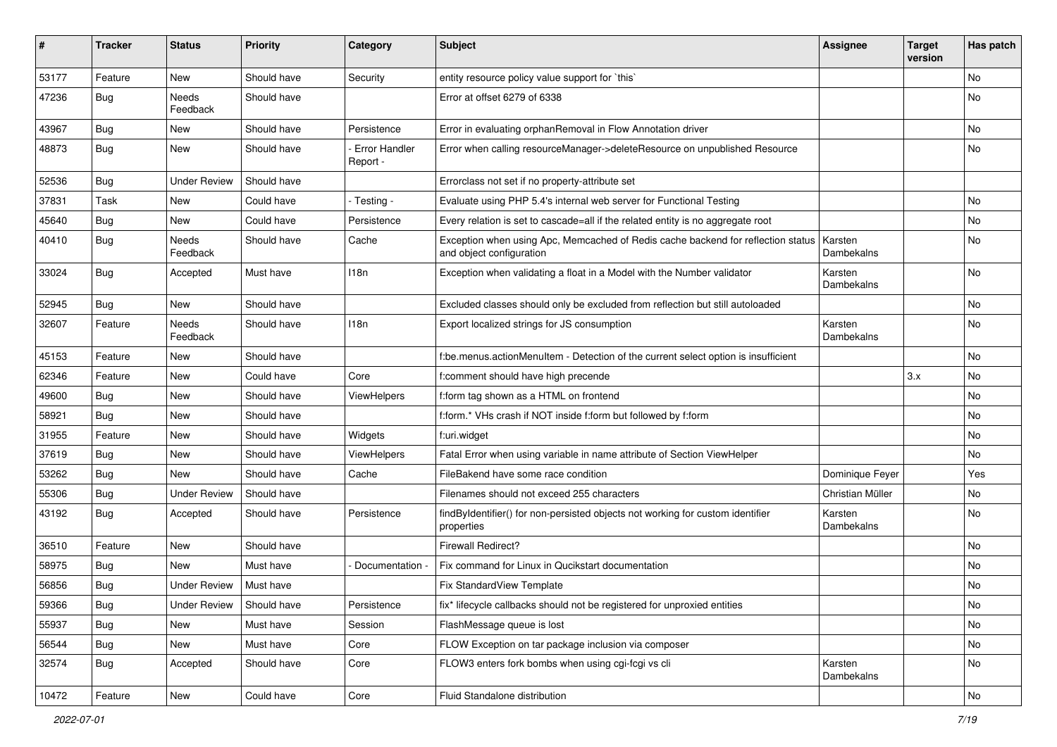| # | Tracker | Status | Priority | Category | Subject | Assignee | Target version | Has patch |
|---|---|---|---|---|---|---|---|---|
| 53177 | Feature | New | Should have | Security | entity resource policy value support for `this` | | | No |
| 47236 | Bug | Needs Feedback | Should have | | Error at offset 6279 of 6338 | | | No |
| 43967 | Bug | New | Should have | Persistence | Error in evaluating orphanRemoval in Flow Annotation driver | | | No |
| 48873 | Bug | New | Should have | - Error Handler Report - | Error when calling resourceManager->deleteResource on unpublished Resource | | | No |
| 52536 | Bug | Under Review | Should have | | Errorclass not set if no property-attribute set | | | |
| 37831 | Task | New | Could have | - Testing - | Evaluate using PHP 5.4's internal web server for Functional Testing | | | No |
| 45640 | Bug | New | Could have | Persistence | Every relation is set to cascade=all if the related entity is no aggregate root | | | No |
| 40410 | Bug | Needs Feedback | Should have | Cache | Exception when using Apc, Memcached of Redis cache backend for reflection status and object configuration | Karsten Dambekalns | | No |
| 33024 | Bug | Accepted | Must have | I18n | Exception when validating a float in a Model with the Number validator | Karsten Dambekalns | | No |
| 52945 | Bug | New | Should have | | Excluded classes should only be excluded from reflection but still autoloaded | | | No |
| 32607 | Feature | Needs Feedback | Should have | I18n | Export localized strings for JS consumption | Karsten Dambekalns | | No |
| 45153 | Feature | New | Should have | | f:be.menus.actionMenuItem - Detection of the current select option is insufficient | | | No |
| 62346 | Feature | New | Could have | Core | f:comment should have high precende | | 3.x | No |
| 49600 | Bug | New | Should have | ViewHelpers | f:form tag shown as a HTML on frontend | | | No |
| 58921 | Bug | New | Should have | | f:form.* VHs crash if NOT inside f:form but followed by f:form | | | No |
| 31955 | Feature | New | Should have | Widgets | f:uri.widget | | | No |
| 37619 | Bug | New | Should have | ViewHelpers | Fatal Error when using variable in name attribute of Section ViewHelper | | | No |
| 53262 | Bug | New | Should have | Cache | FileBakend have some race condition | Dominique Feyer | | Yes |
| 55306 | Bug | Under Review | Should have | | Filenames should not exceed 255 characters | Christian Müller | | No |
| 43192 | Bug | Accepted | Should have | Persistence | findByIdentifier() for non-persisted objects not working for custom identifier properties | Karsten Dambekalns | | No |
| 36510 | Feature | New | Should have | | Firewall Redirect? | | | No |
| 58975 | Bug | New | Must have | - Documentation - | Fix command for Linux in Qucikstart documentation | | | No |
| 56856 | Bug | Under Review | Must have | | Fix StandardView Template | | | No |
| 59366 | Bug | Under Review | Should have | Persistence | fix* lifecycle callbacks should not be registered for unproxied entities | | | No |
| 55937 | Bug | New | Must have | Session | FlashMessage queue is lost | | | No |
| 56544 | Bug | New | Must have | Core | FLOW Exception on tar package inclusion via composer | | | No |
| 32574 | Bug | Accepted | Should have | Core | FLOW3 enters fork bombs when using cgi-fcgi vs cli | Karsten Dambekalns | | No |
| 10472 | Feature | New | Could have | Core | Fluid Standalone distribution | | | No |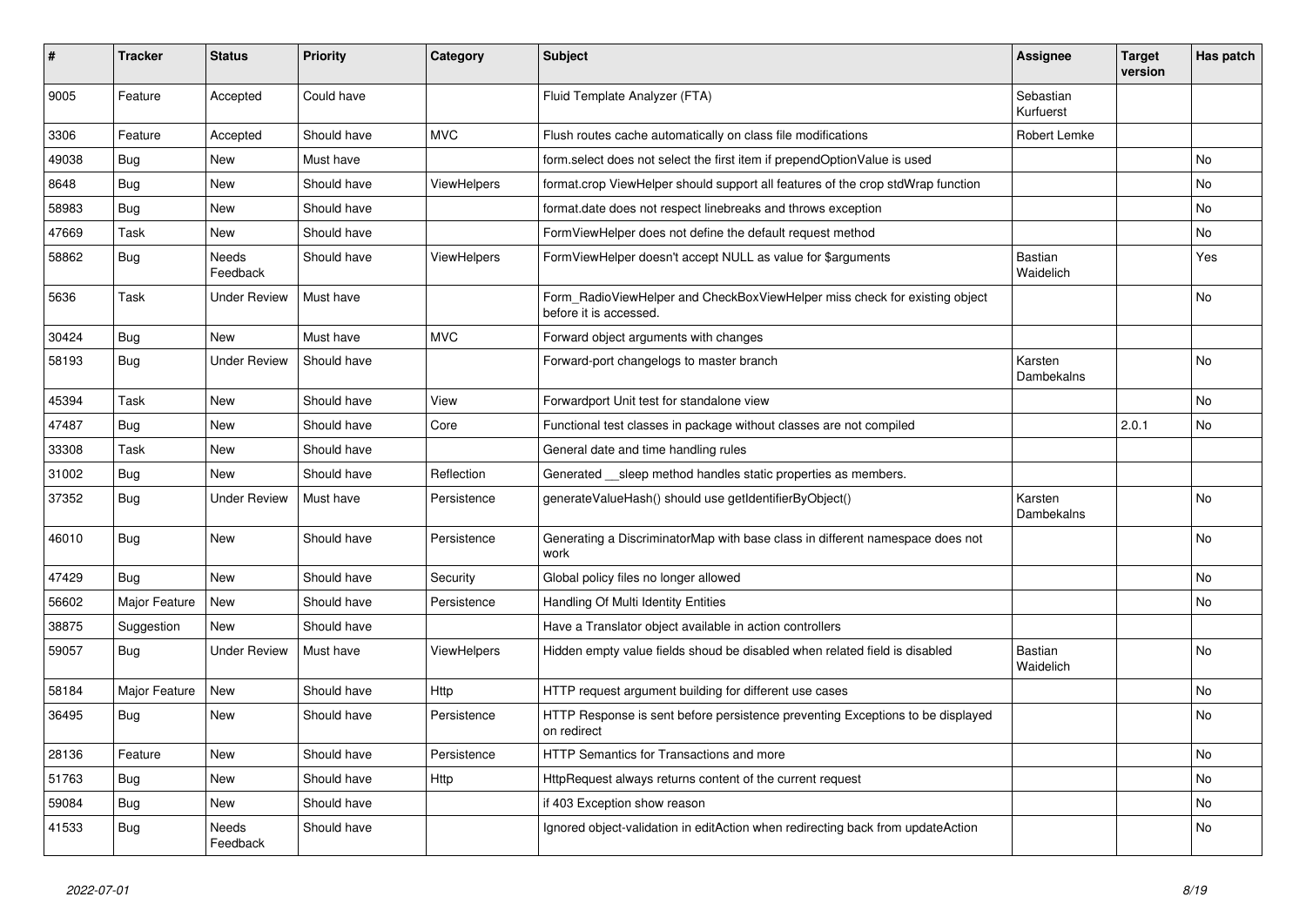| # | Tracker | Status | Priority | Category | Subject | Assignee | Target version | Has patch |
|---|---|---|---|---|---|---|---|---|
| 9005 | Feature | Accepted | Could have | | Fluid Template Analyzer (FTA) | Sebastian Kurfuerst | | |
| 3306 | Feature | Accepted | Should have | MVC | Flush routes cache automatically on class file modifications | Robert Lemke | | |
| 49038 | Bug | New | Must have | | form.select does not select the first item if prependOptionValue is used | | | No |
| 8648 | Bug | New | Should have | ViewHelpers | format.crop ViewHelper should support all features of the crop stdWrap function | | | No |
| 58983 | Bug | New | Should have | | format.date does not respect linebreaks and throws exception | | | No |
| 47669 | Task | New | Should have | | FormViewHelper does not define the default request method | | | No |
| 58862 | Bug | Needs Feedback | Should have | ViewHelpers | FormViewHelper doesn't accept NULL as value for $arguments | Bastian Waidelich | | Yes |
| 5636 | Task | Under Review | Must have | | Form_RadioViewHelper and CheckBoxViewHelper miss check for existing object before it is accessed. | | | No |
| 30424 | Bug | New | Must have | MVC | Forward object arguments with changes | | | |
| 58193 | Bug | Under Review | Should have | | Forward-port changelogs to master branch | Karsten Dambekalns | | No |
| 45394 | Task | New | Should have | View | Forwardport Unit test for standalone view | | | No |
| 47487 | Bug | New | Should have | Core | Functional test classes in package without classes are not compiled | | 2.0.1 | No |
| 33308 | Task | New | Should have | | General date and time handling rules | | | |
| 31002 | Bug | New | Should have | Reflection | Generated __sleep method handles static properties as members. | | | |
| 37352 | Bug | Under Review | Must have | Persistence | generateValueHash() should use getIdentifierByObject() | Karsten Dambekalns | | No |
| 46010 | Bug | New | Should have | Persistence | Generating a DiscriminatorMap with base class in different namespace does not work | | | No |
| 47429 | Bug | New | Should have | Security | Global policy files no longer allowed | | | No |
| 56602 | Major Feature | New | Should have | Persistence | Handling Of Multi Identity Entities | | | No |
| 38875 | Suggestion | New | Should have | | Have a Translator object available in action controllers | | | |
| 59057 | Bug | Under Review | Must have | ViewHelpers | Hidden empty value fields shoud be disabled when related field is disabled | Bastian Waidelich | | No |
| 58184 | Major Feature | New | Should have | Http | HTTP request argument building for different use cases | | | No |
| 36495 | Bug | New | Should have | Persistence | HTTP Response is sent before persistence preventing Exceptions to be displayed on redirect | | | No |
| 28136 | Feature | New | Should have | Persistence | HTTP Semantics for Transactions and more | | | No |
| 51763 | Bug | New | Should have | Http | HttpRequest always returns content of the current request | | | No |
| 59084 | Bug | New | Should have | | if 403 Exception show reason | | | No |
| 41533 | Bug | Needs Feedback | Should have | | Ignored object-validation in editAction when redirecting back from updateAction | | | No |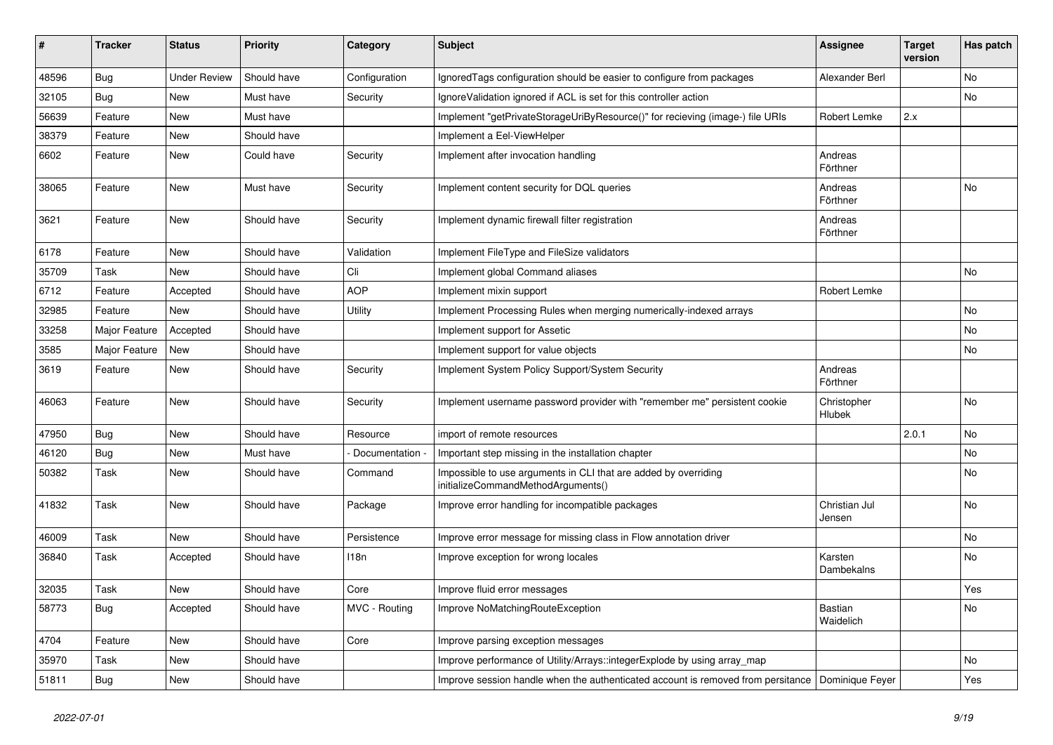| # | Tracker | Status | Priority | Category | Subject | Assignee | Target version | Has patch |
|---|---|---|---|---|---|---|---|---|
| 48596 | Bug | Under Review | Should have | Configuration | IgnoredTags configuration should be easier to configure from packages | Alexander Berl | | No |
| 32105 | Bug | New | Must have | Security | IgnoreValidation ignored if ACL is set for this controller action | | | No |
| 56639 | Feature | New | Must have | | Implement "getPrivateStorageUriByResource()" for recieving (image-) file URIs | Robert Lemke | 2.x | |
| 38379 | Feature | New | Should have | | Implement a Eel-ViewHelper | | | |
| 6602 | Feature | New | Could have | Security | Implement after invocation handling | Andreas Förthner | | |
| 38065 | Feature | New | Must have | Security | Implement content security for DQL queries | Andreas Förthner | | No |
| 3621 | Feature | New | Should have | Security | Implement dynamic firewall filter registration | Andreas Förthner | | |
| 6178 | Feature | New | Should have | Validation | Implement FileType and FileSize validators | | | |
| 35709 | Task | New | Should have | Cli | Implement global Command aliases | | | No |
| 6712 | Feature | Accepted | Should have | AOP | Implement mixin support | Robert Lemke | | |
| 32985 | Feature | New | Should have | Utility | Implement Processing Rules when merging numerically-indexed arrays | | | No |
| 33258 | Major Feature | Accepted | Should have | | Implement support for Assetic | | | No |
| 3585 | Major Feature | New | Should have | | Implement support for value objects | | | No |
| 3619 | Feature | New | Should have | Security | Implement System Policy Support/System Security | Andreas Förthner | | |
| 46063 | Feature | New | Should have | Security | Implement username password provider with "remember me" persistent cookie | Christopher Hlubek | | No |
| 47950 | Bug | New | Should have | Resource | import of remote resources | | 2.0.1 | No |
| 46120 | Bug | New | Must have | - Documentation - | Important step missing in the installation chapter | | | No |
| 50382 | Task | New | Should have | Command | Impossible to use arguments in CLI that are added by overriding initializeCommandMethodArguments() | | | No |
| 41832 | Task | New | Should have | Package | Improve error handling for incompatible packages | Christian Jul Jensen | | No |
| 46009 | Task | New | Should have | Persistence | Improve error message for missing class in Flow annotation driver | | | No |
| 36840 | Task | Accepted | Should have | I18n | Improve exception for wrong locales | Karsten Dambekalns | | No |
| 32035 | Task | New | Should have | Core | Improve fluid error messages | | | Yes |
| 58773 | Bug | Accepted | Should have | MVC - Routing | Improve NoMatchingRouteException | Bastian Waidelich | | No |
| 4704 | Feature | New | Should have | Core | Improve parsing exception messages | | | |
| 35970 | Task | New | Should have | | Improve performance of Utility/Arrays::integerExplode by using array_map | | | No |
| 51811 | Bug | New | Should have | | Improve session handle when the authenticated account is removed from persitance | Dominique Feyer | | Yes |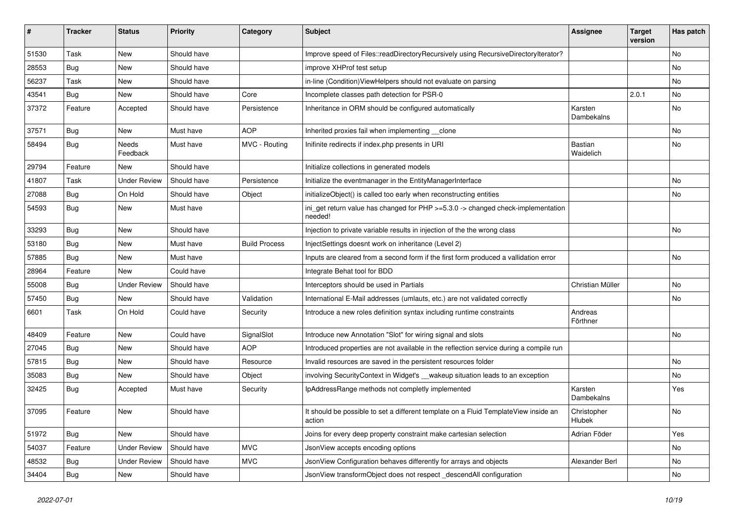| # | Tracker | Status | Priority | Category | Subject | Assignee | Target version | Has patch |
|---|---|---|---|---|---|---|---|---|
| 51530 | Task | New | Should have | | Improve speed of Files::readDirectoryRecursively using RecursiveDirectoryIterator? | | | No |
| 28553 | Bug | New | Should have | | improve XHProf test setup | | | No |
| 56237 | Task | New | Should have | | in-line (Condition)ViewHelpers should not evaluate on parsing | | | No |
| 43541 | Bug | New | Should have | Core | Incomplete classes path detection for PSR-0 | | 2.0.1 | No |
| 37372 | Feature | Accepted | Should have | Persistence | Inheritance in ORM should be configured automatically | Karsten Dambekalns | | No |
| 37571 | Bug | New | Must have | AOP | Inherited proxies fail when implementing __clone | | | No |
| 58494 | Bug | Needs Feedback | Must have | MVC - Routing | Inifinite redirects if index.php presents in URI | Bastian Waidelich | | No |
| 29794 | Feature | New | Should have | | Initialize collections in generated models | | | |
| 41807 | Task | Under Review | Should have | Persistence | Initialize the eventmanager in the EntityManagerInterface | | | No |
| 27088 | Bug | On Hold | Should have | Object | initializeObject() is called too early when reconstructing entities | | | No |
| 54593 | Bug | New | Must have | | ini_get return value has changed for PHP >=5.3.0 -> changed check-implementation needed! | | | |
| 33293 | Bug | New | Should have | | Injection to private variable results in injection of the the wrong class | | | No |
| 53180 | Bug | New | Must have | Build Process | InjectSettings doesnt work on inheritance (Level 2) | | | |
| 57885 | Bug | New | Must have | | Inputs are cleared from a second form if the first form produced a vallidation error | | | No |
| 28964 | Feature | New | Could have | | Integrate Behat tool for BDD | | | |
| 55008 | Bug | Under Review | Should have | | Interceptors should be used in Partials | Christian Müller | | No |
| 57450 | Bug | New | Should have | Validation | International E-Mail addresses (umlauts, etc.) are not validated correctly | | | No |
| 6601 | Task | On Hold | Could have | Security | Introduce a new roles definition syntax including runtime constraints | Andreas Förthner | | |
| 48409 | Feature | New | Could have | SignalSlot | Introduce new Annotation "Slot" for wiring signal and slots | | | No |
| 27045 | Bug | New | Should have | AOP | Introduced properties are not available in the reflection service during a compile run | | | |
| 57815 | Bug | New | Should have | Resource | Invalid resources are saved in the persistent resources folder | | | No |
| 35083 | Bug | New | Should have | Object | involving SecurityContext in Widget's __wakeup situation leads to an exception | | | No |
| 32425 | Bug | Accepted | Must have | Security | IpAddressRange methods not completly implemented | Karsten Dambekalns | | Yes |
| 37095 | Feature | New | Should have | | It should be possible to set a different template on a Fluid TemplateView inside an action | Christopher Hlubek | | No |
| 51972 | Bug | New | Should have | | Joins for every deep property constraint make cartesian selection | Adrian Föder | | Yes |
| 54037 | Feature | Under Review | Should have | MVC | JsonView accepts encoding options | | | No |
| 48532 | Bug | Under Review | Should have | MVC | JsonView Configuration behaves differently for arrays and objects | Alexander Berl | | No |
| 34404 | Bug | New | Should have | | JsonView transformObject does not respect _descendAll configuration | | | No |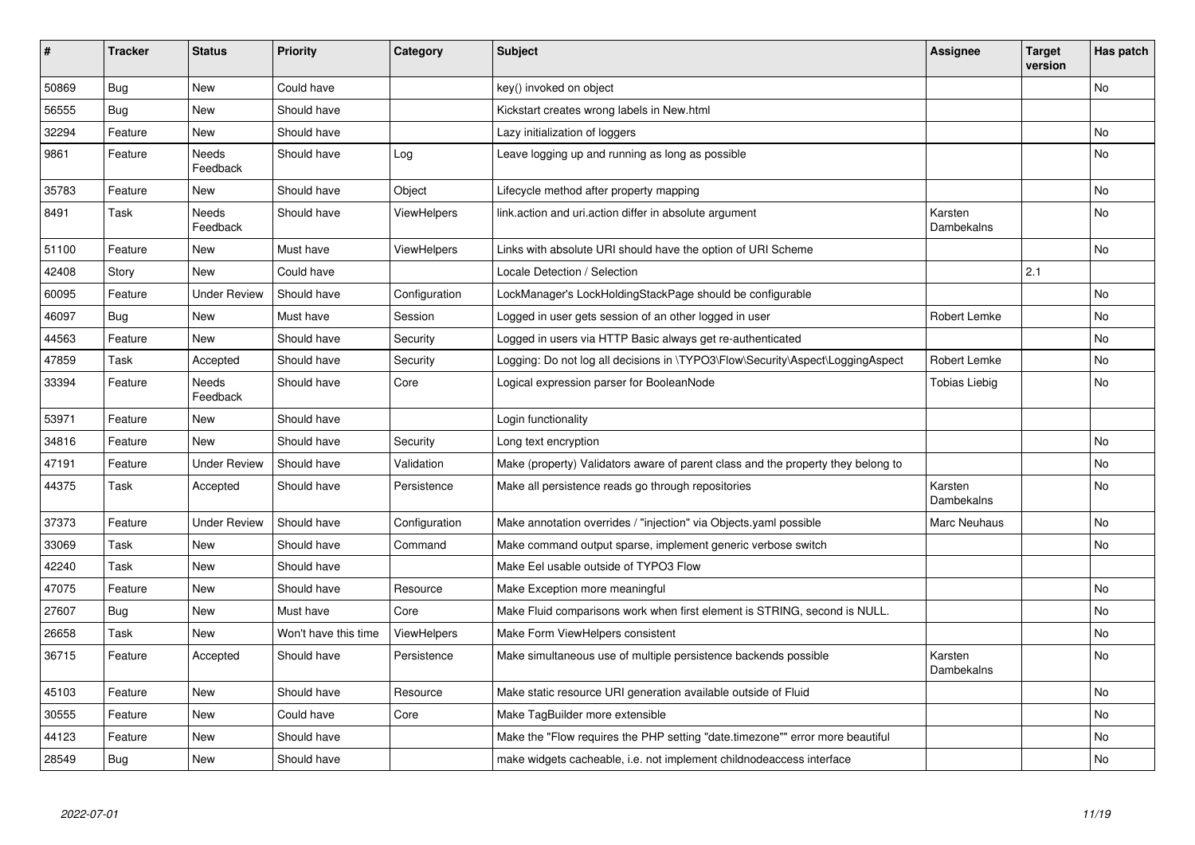| # | Tracker | Status | Priority | Category | Subject | Assignee | Target version | Has patch |
|---|---|---|---|---|---|---|---|---|
| 50869 | Bug | New | Could have | | key() invoked on object | | | No |
| 56555 | Bug | New | Should have | | Kickstart creates wrong labels in New.html | | | |
| 32294 | Feature | New | Should have | | Lazy initialization of loggers | | | No |
| 9861 | Feature | Needs Feedback | Should have | Log | Leave logging up and running as long as possible | | | No |
| 35783 | Feature | New | Should have | Object | Lifecycle method after property mapping | | | No |
| 8491 | Task | Needs Feedback | Should have | ViewHelpers | link.action and uri.action differ in absolute argument | Karsten Dambekalns | | No |
| 51100 | Feature | New | Must have | ViewHelpers | Links with absolute URI should have the option of URI Scheme | | | No |
| 42408 | Story | New | Could have | | Locale Detection / Selection | | 2.1 | |
| 60095 | Feature | Under Review | Should have | Configuration | LockManager's LockHoldingStackPage should be configurable | | | No |
| 46097 | Bug | New | Must have | Session | Logged in user gets session of an other logged in user | Robert Lemke | | No |
| 44563 | Feature | New | Should have | Security | Logged in users via HTTP Basic always get re-authenticated | | | No |
| 47859 | Task | Accepted | Should have | Security | Logging: Do not log all decisions in \TYPO3\Flow\Security\Aspect\LoggingAspect | Robert Lemke | | No |
| 33394 | Feature | Needs Feedback | Should have | Core | Logical expression parser for BooleanNode | Tobias Liebig | | No |
| 53971 | Feature | New | Should have | | Login functionality | | | |
| 34816 | Feature | New | Should have | Security | Long text encryption | | | No |
| 47191 | Feature | Under Review | Should have | Validation | Make (property) Validators aware of parent class and the property they belong to | | | No |
| 44375 | Task | Accepted | Should have | Persistence | Make all persistence reads go through repositories | Karsten Dambekalns | | No |
| 37373 | Feature | Under Review | Should have | Configuration | Make annotation overrides / "injection" via Objects.yaml possible | Marc Neuhaus | | No |
| 33069 | Task | New | Should have | Command | Make command output sparse, implement generic verbose switch | | | No |
| 42240 | Task | New | Should have | | Make Eel usable outside of TYPO3 Flow | | | |
| 47075 | Feature | New | Should have | Resource | Make Exception more meaningful | | | No |
| 27607 | Bug | New | Must have | Core | Make Fluid comparisons work when first element is STRING, second is NULL. | | | No |
| 26658 | Task | New | Won't have this time | ViewHelpers | Make Form ViewHelpers consistent | | | No |
| 36715 | Feature | Accepted | Should have | Persistence | Make simultaneous use of multiple persistence backends possible | Karsten Dambekalns | | No |
| 45103 | Feature | New | Should have | Resource | Make static resource URI generation available outside of Fluid | | | No |
| 30555 | Feature | New | Could have | Core | Make TagBuilder more extensible | | | No |
| 44123 | Feature | New | Should have | | Make the "Flow requires the PHP setting "date.timezone"" error more beautiful | | | No |
| 28549 | Bug | New | Should have | | make widgets cacheable, i.e. not implement childnodeaccess interface | | | No |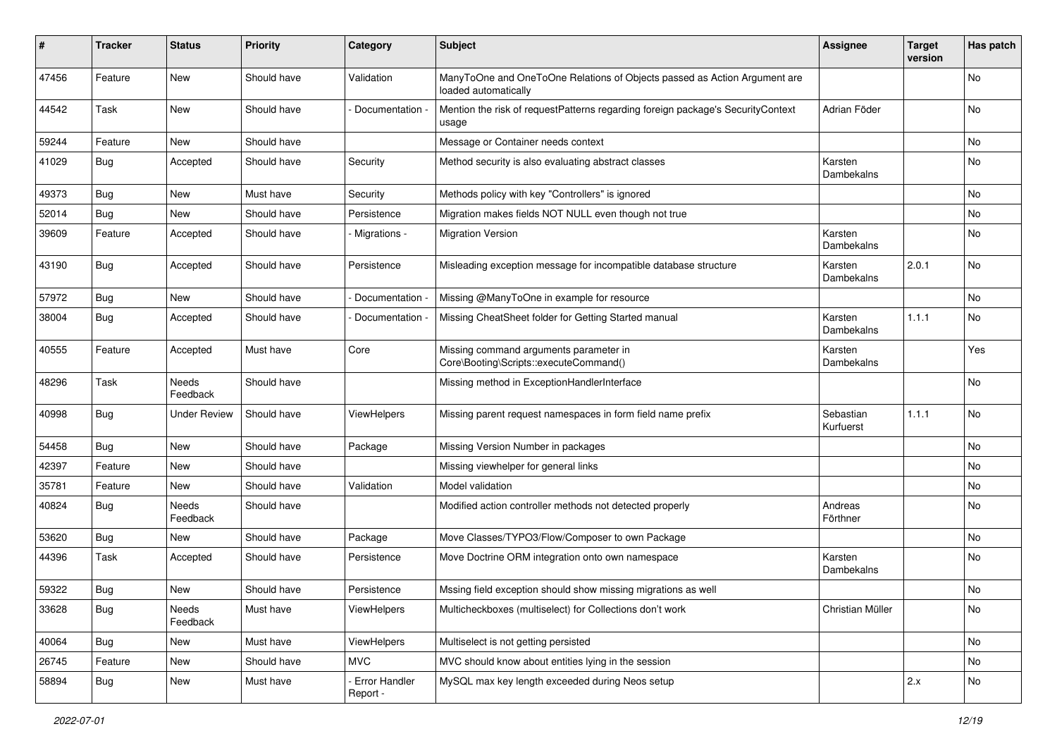| # | Tracker | Status | Priority | Category | Subject | Assignee | Target version | Has patch |
|---|---|---|---|---|---|---|---|---|
| 47456 | Feature | New | Should have | Validation | ManyToOne and OneToOne Relations of Objects passed as Action Argument are loaded automatically | | | No |
| 44542 | Task | New | Should have | - Documentation - | Mention the risk of requestPatterns regarding foreign package's SecurityContext usage | Adrian Föder | | No |
| 59244 | Feature | New | Should have | | Message or Container needs context | | | No |
| 41029 | Bug | Accepted | Should have | Security | Method security is also evaluating abstract classes | Karsten Dambekalns | | No |
| 49373 | Bug | New | Must have | Security | Methods policy with key "Controllers" is ignored | | | No |
| 52014 | Bug | New | Should have | Persistence | Migration makes fields NOT NULL even though not true | | | No |
| 39609 | Feature | Accepted | Should have | - Migrations - | Migration Version | Karsten Dambekalns | | No |
| 43190 | Bug | Accepted | Should have | Persistence | Misleading exception message for incompatible database structure | Karsten Dambekalns | 2.0.1 | No |
| 57972 | Bug | New | Should have | - Documentation - | Missing @ManyToOne in example for resource | | | No |
| 38004 | Bug | Accepted | Should have | - Documentation - | Missing CheatSheet folder for Getting Started manual | Karsten Dambekalns | 1.1.1 | No |
| 40555 | Feature | Accepted | Must have | Core | Missing command arguments parameter in Core\Booting\Scripts::executeCommand() | Karsten Dambekalns | | Yes |
| 48296 | Task | Needs Feedback | Should have | | Missing method in ExceptionHandlerInterface | | | No |
| 40998 | Bug | Under Review | Should have | ViewHelpers | Missing parent request namespaces in form field name prefix | Sebastian Kurfuerst | 1.1.1 | No |
| 54458 | Bug | New | Should have | Package | Missing Version Number in packages | | | No |
| 42397 | Feature | New | Should have | | Missing viewhelper for general links | | | No |
| 35781 | Feature | New | Should have | Validation | Model validation | | | No |
| 40824 | Bug | Needs Feedback | Should have | | Modified action controller methods not detected properly | Andreas Förthner | | No |
| 53620 | Bug | New | Should have | Package | Move Classes/TYPO3/Flow/Composer to own Package | | | No |
| 44396 | Task | Accepted | Should have | Persistence | Move Doctrine ORM integration onto own namespace | Karsten Dambekalns | | No |
| 59322 | Bug | New | Should have | Persistence | Mssing field exception should show missing migrations as well | | | No |
| 33628 | Bug | Needs Feedback | Must have | ViewHelpers | Multicheckboxes (multiselect) for Collections don't work | Christian Müller | | No |
| 40064 | Bug | New | Must have | ViewHelpers | Multiselect is not getting persisted | | | No |
| 26745 | Feature | New | Should have | MVC | MVC should know about entities lying in the session | | | No |
| 58894 | Bug | New | Must have | - Error Handler Report - | MySQL max key length exceeded during Neos setup | | 2.x | No |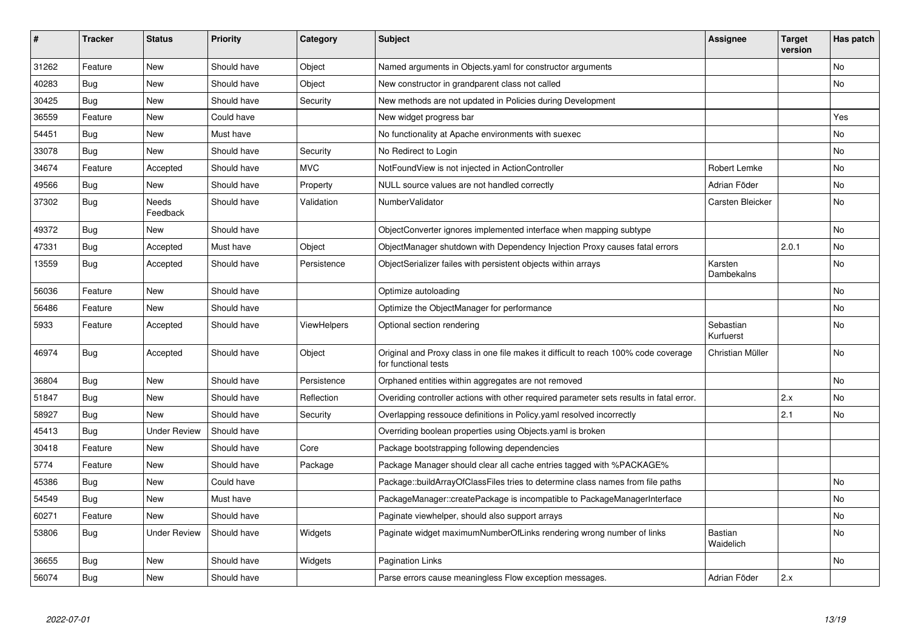| # | Tracker | Status | Priority | Category | Subject | Assignee | Target version | Has patch |
|---|---|---|---|---|---|---|---|---|
| 31262 | Feature | New | Should have | Object | Named arguments in Objects.yaml for constructor arguments | | | No |
| 40283 | Bug | New | Should have | Object | New constructor in grandparent class not called | | | No |
| 30425 | Bug | New | Should have | Security | New methods are not updated in Policies during Development | | | |
| 36559 | Feature | New | Could have | | New widget progress bar | | | Yes |
| 54451 | Bug | New | Must have | | No functionality at Apache environments with suexec | | | No |
| 33078 | Bug | New | Should have | Security | No Redirect to Login | | | No |
| 34674 | Feature | Accepted | Should have | MVC | NotFoundView is not injected in ActionController | Robert Lemke | | No |
| 49566 | Bug | New | Should have | Property | NULL source values are not handled correctly | Adrian Föder | | No |
| 37302 | Bug | Needs Feedback | Should have | Validation | NumberValidator | Carsten Bleicker | | No |
| 49372 | Bug | New | Should have | | ObjectConverter ignores implemented interface when mapping subtype | | | No |
| 47331 | Bug | Accepted | Must have | Object | ObjectManager shutdown with Dependency Injection Proxy causes fatal errors | | 2.0.1 | No |
| 13559 | Bug | Accepted | Should have | Persistence | ObjectSerializer failes with persistent objects within arrays | Karsten Dambekalns | | No |
| 56036 | Feature | New | Should have | | Optimize autoloading | | | No |
| 56486 | Feature | New | Should have | | Optimize the ObjectManager for performance | | | No |
| 5933 | Feature | Accepted | Should have | ViewHelpers | Optional section rendering | Sebastian Kurfuerst | | No |
| 46974 | Bug | Accepted | Should have | Object | Original and Proxy class in one file makes it difficult to reach 100% code coverage for functional tests | Christian Müller | | No |
| 36804 | Bug | New | Should have | Persistence | Orphaned entities within aggregates are not removed | | | No |
| 51847 | Bug | New | Should have | Reflection | Overiding controller actions with other required parameter sets results in fatal error. | | 2.x | No |
| 58927 | Bug | New | Should have | Security | Overlapping ressouce definitions in Policy.yaml resolved incorrectly | | 2.1 | No |
| 45413 | Bug | Under Review | Should have | | Overriding boolean properties using Objects.yaml is broken | | | |
| 30418 | Feature | New | Should have | Core | Package bootstrapping following dependencies | | | |
| 5774 | Feature | New | Should have | Package | Package Manager should clear all cache entries tagged with %PACKAGE% | | | |
| 45386 | Bug | New | Could have | | Package::buildArrayOfClassFiles tries to determine class names from file paths | | | No |
| 54549 | Bug | New | Must have | | PackageManager::createPackage is incompatible to PackageManagerInterface | | | No |
| 60271 | Feature | New | Should have | | Paginate viewhelper, should also support arrays | | | No |
| 53806 | Bug | Under Review | Should have | Widgets | Paginate widget maximumNumberOfLinks rendering wrong number of links | Bastian Waidelich | | No |
| 36655 | Bug | New | Should have | Widgets | Pagination Links | | | No |
| 56074 | Bug | New | Should have | | Parse errors cause meaningless Flow exception messages. | Adrian Föder | 2.x | |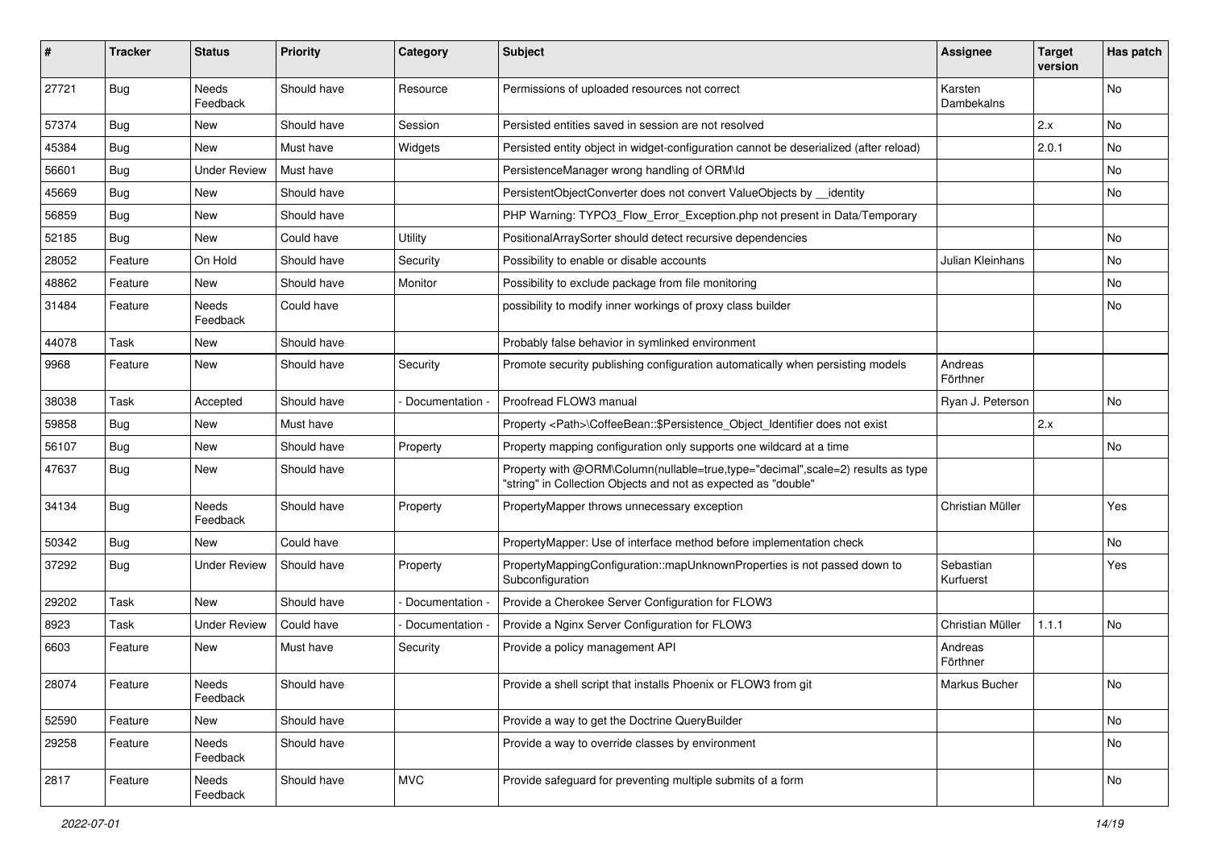| # | Tracker | Status | Priority | Category | Subject | Assignee | Target version | Has patch |
|---|---|---|---|---|---|---|---|---|
| 27721 | Bug | Needs Feedback | Should have | Resource | Permissions of uploaded resources not correct | Karsten Dambekalns | | No |
| 57374 | Bug | New | Should have | Session | Persisted entities saved in session are not resolved | | 2.x | No |
| 45384 | Bug | New | Must have | Widgets | Persisted entity object in widget-configuration cannot be deserialized (after reload) | | 2.0.1 | No |
| 56601 | Bug | Under Review | Must have | | PersistenceManager wrong handling of ORM\Id | | | No |
| 45669 | Bug | New | Should have | | PersistentObjectConverter does not convert ValueObjects by __identity | | | No |
| 56859 | Bug | New | Should have | | PHP Warning: TYPO3_Flow_Error_Exception.php not present in Data/Temporary | | | |
| 52185 | Bug | New | Could have | Utility | PositionalArraySorter should detect recursive dependencies | | | No |
| 28052 | Feature | On Hold | Should have | Security | Possibility to enable or disable accounts | Julian Kleinhans | | No |
| 48862 | Feature | New | Should have | Monitor | Possibility to exclude package from file monitoring | | | No |
| 31484 | Feature | Needs Feedback | Could have | | possibility to modify inner workings of proxy class builder | | | No |
| 44078 | Task | New | Should have | | Probably false behavior in symlinked environment | | | |
| 9968 | Feature | New | Should have | Security | Promote security publishing configuration automatically when persisting models | Andreas Förthner | | |
| 38038 | Task | Accepted | Should have | - Documentation - | Proofread FLOW3 manual | Ryan J. Peterson | | No |
| 59858 | Bug | New | Must have | | Property <Path>\CoffeeBean::$Persistence_Object_Identifier does not exist | | 2.x | |
| 56107 | Bug | New | Should have | Property | Property mapping configuration only supports one wildcard at a time | | | No |
| 47637 | Bug | New | Should have | | Property with @ORM\Column(nullable=true,type="decimal",scale=2) results as type "string" in Collection Objects and not as expected as "double" | | | |
| 34134 | Bug | Needs Feedback | Should have | Property | PropertyMapper throws unnecessary exception | Christian Müller | | Yes |
| 50342 | Bug | New | Could have | | PropertyMapper: Use of interface method before implementation check | | | No |
| 37292 | Bug | Under Review | Should have | Property | PropertyMappingConfiguration::mapUnknownProperties is not passed down to Subconfiguration | Sebastian Kurfuerst | | Yes |
| 29202 | Task | New | Should have | - Documentation - | Provide a Cherokee Server Configuration for FLOW3 | | | |
| 8923 | Task | Under Review | Could have | - Documentation - | Provide a Nginx Server Configuration for FLOW3 | Christian Müller | 1.1.1 | No |
| 6603 | Feature | New | Must have | Security | Provide a policy management API | Andreas Förthner | | |
| 28074 | Feature | Needs Feedback | Should have | | Provide a shell script that installs Phoenix or FLOW3 from git | Markus Bucher | | No |
| 52590 | Feature | New | Should have | | Provide a way to get the Doctrine QueryBuilder | | | No |
| 29258 | Feature | Needs Feedback | Should have | | Provide a way to override classes by environment | | | No |
| 2817 | Feature | Needs Feedback | Should have | MVC | Provide safeguard for preventing multiple submits of a form | | | No |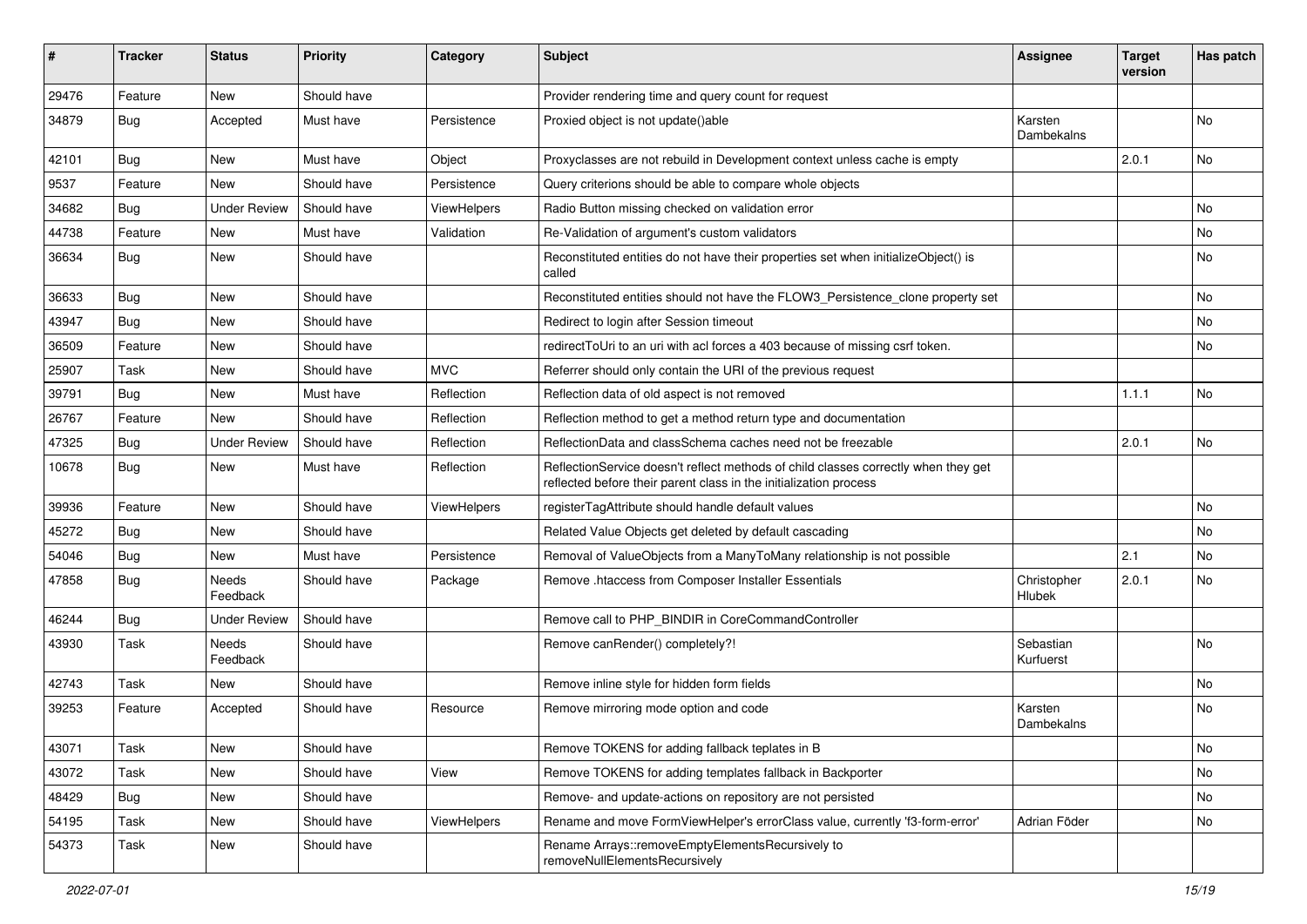| # | Tracker | Status | Priority | Category | Subject | Assignee | Target version | Has patch |
|---|---|---|---|---|---|---|---|---|
| 29476 | Feature | New | Should have | | Provider rendering time and query count for request | | | |
| 34879 | Bug | Accepted | Must have | Persistence | Proxied object is not update()able | Karsten Dambekalns | | No |
| 42101 | Bug | New | Must have | Object | Proxyclasses are not rebuild in Development context unless cache is empty | | 2.0.1 | No |
| 9537 | Feature | New | Should have | Persistence | Query criterions should be able to compare whole objects | | | |
| 34682 | Bug | Under Review | Should have | ViewHelpers | Radio Button missing checked on validation error | | | No |
| 44738 | Feature | New | Must have | Validation | Re-Validation of argument's custom validators | | | No |
| 36634 | Bug | New | Should have | | Reconstituted entities do not have their properties set when initializeObject() is called | | | No |
| 36633 | Bug | New | Should have | | Reconstituted entities should not have the FLOW3_Persistence_clone property set | | | No |
| 43947 | Bug | New | Should have | | Redirect to login after Session timeout | | | No |
| 36509 | Feature | New | Should have | | redirectToUri to an uri with acl forces a 403 because of missing csrf token. | | | No |
| 25907 | Task | New | Should have | MVC | Referrer should only contain the URI of the previous request | | | |
| 39791 | Bug | New | Must have | Reflection | Reflection data of old aspect is not removed | | 1.1.1 | No |
| 26767 | Feature | New | Should have | Reflection | Reflection method to get a method return type and documentation | | | |
| 47325 | Bug | Under Review | Should have | Reflection | ReflectionData and classSchema caches need not be freezable | | 2.0.1 | No |
| 10678 | Bug | New | Must have | Reflection | ReflectionService doesn't reflect methods of child classes correctly when they get reflected before their parent class in the initialization process | | | |
| 39936 | Feature | New | Should have | ViewHelpers | registerTagAttribute should handle default values | | | No |
| 45272 | Bug | New | Should have | | Related Value Objects get deleted by default cascading | | | No |
| 54046 | Bug | New | Must have | Persistence | Removal of ValueObjects from a ManyToMany relationship is not possible | | 2.1 | No |
| 47858 | Bug | Needs Feedback | Should have | Package | Remove .htaccess from Composer Installer Essentials | Christopher Hlubek | 2.0.1 | No |
| 46244 | Bug | Under Review | Should have | | Remove call to PHP_BINDIR in CoreCommandController | | | |
| 43930 | Task | Needs Feedback | Should have | | Remove canRender() completely?! | Sebastian Kurfuerst | | No |
| 42743 | Task | New | Should have | | Remove inline style for hidden form fields | | | No |
| 39253 | Feature | Accepted | Should have | Resource | Remove mirroring mode option and code | Karsten Dambekalns | | No |
| 43071 | Task | New | Should have | | Remove TOKENS for adding fallback teplates in B | | | No |
| 43072 | Task | New | Should have | View | Remove TOKENS for adding templates fallback in Backporter | | | No |
| 48429 | Bug | New | Should have | | Remove- and update-actions on repository are not persisted | | | No |
| 54195 | Task | New | Should have | ViewHelpers | Rename and move FormViewHelper's errorClass value, currently 'f3-form-error' | Adrian Föder | | No |
| 54373 | Task | New | Should have | | Rename Arrays::removeEmptyElementsRecursively to removeNullElementsRecursively | | | |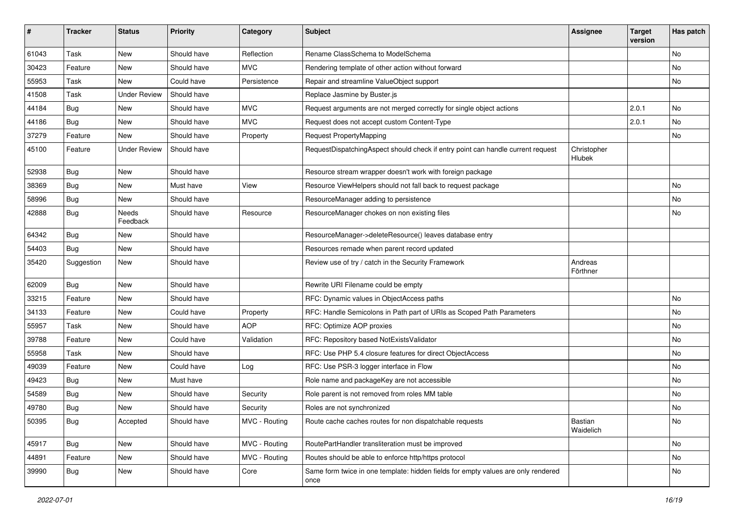| # | Tracker | Status | Priority | Category | Subject | Assignee | Target version | Has patch |
|---|---|---|---|---|---|---|---|---|
| 61043 | Task | New | Should have | Reflection | Rename ClassSchema to ModelSchema | | | No |
| 30423 | Feature | New | Should have | MVC | Rendering template of other action without forward | | | No |
| 55953 | Task | New | Could have | Persistence | Repair and streamline ValueObject support | | | No |
| 41508 | Task | Under Review | Should have | | Replace Jasmine by Buster.js | | | |
| 44184 | Bug | New | Should have | MVC | Request arguments are not merged correctly for single object actions | | 2.0.1 | No |
| 44186 | Bug | New | Should have | MVC | Request does not accept custom Content-Type | | 2.0.1 | No |
| 37279 | Feature | New | Should have | Property | Request PropertyMapping | | | No |
| 45100 | Feature | Under Review | Should have | | RequestDispatchingAspect should check if entry point can handle current request | Christopher Hlubek | | |
| 52938 | Bug | New | Should have | | Resource stream wrapper doesn't work with foreign package | | | |
| 38369 | Bug | New | Must have | View | Resource ViewHelpers should not fall back to request package | | | No |
| 58996 | Bug | New | Should have | | ResourceManager adding to persistence | | | No |
| 42888 | Bug | Needs Feedback | Should have | Resource | ResourceManager chokes on non existing files | | | No |
| 64342 | Bug | New | Should have | | ResourceManager->deleteResource() leaves database entry | | | |
| 54403 | Bug | New | Should have | | Resources remade when parent record updated | | | |
| 35420 | Suggestion | New | Should have | | Review use of try / catch in the Security Framework | Andreas Förthner | | |
| 62009 | Bug | New | Should have | | Rewrite URI Filename could be empty | | | |
| 33215 | Feature | New | Should have | | RFC: Dynamic values in ObjectAccess paths | | | No |
| 34133 | Feature | New | Could have | Property | RFC: Handle Semicolons in Path part of URIs as Scoped Path Parameters | | | No |
| 55957 | Task | New | Should have | AOP | RFC: Optimize AOP proxies | | | No |
| 39788 | Feature | New | Could have | Validation | RFC: Repository based NotExistsValidator | | | No |
| 55958 | Task | New | Should have | | RFC: Use PHP 5.4 closure features for direct ObjectAccess | | | No |
| 49039 | Feature | New | Could have | Log | RFC: Use PSR-3 logger interface in Flow | | | No |
| 49423 | Bug | New | Must have | | Role name and packageKey are not accessible | | | No |
| 54589 | Bug | New | Should have | Security | Role parent is not removed from roles MM table | | | No |
| 49780 | Bug | New | Should have | Security | Roles are not synchronized | | | No |
| 50395 | Bug | Accepted | Should have | MVC - Routing | Route cache caches routes for non dispatchable requests | Bastian Waidelich | | No |
| 45917 | Bug | New | Should have | MVC - Routing | RoutePartHandler transliteration must be improved | | | No |
| 44891 | Feature | New | Should have | MVC - Routing | Routes should be able to enforce http/https protocol | | | No |
| 39990 | Bug | New | Should have | Core | Same form twice in one template: hidden fields for empty values are only rendered once | | | No |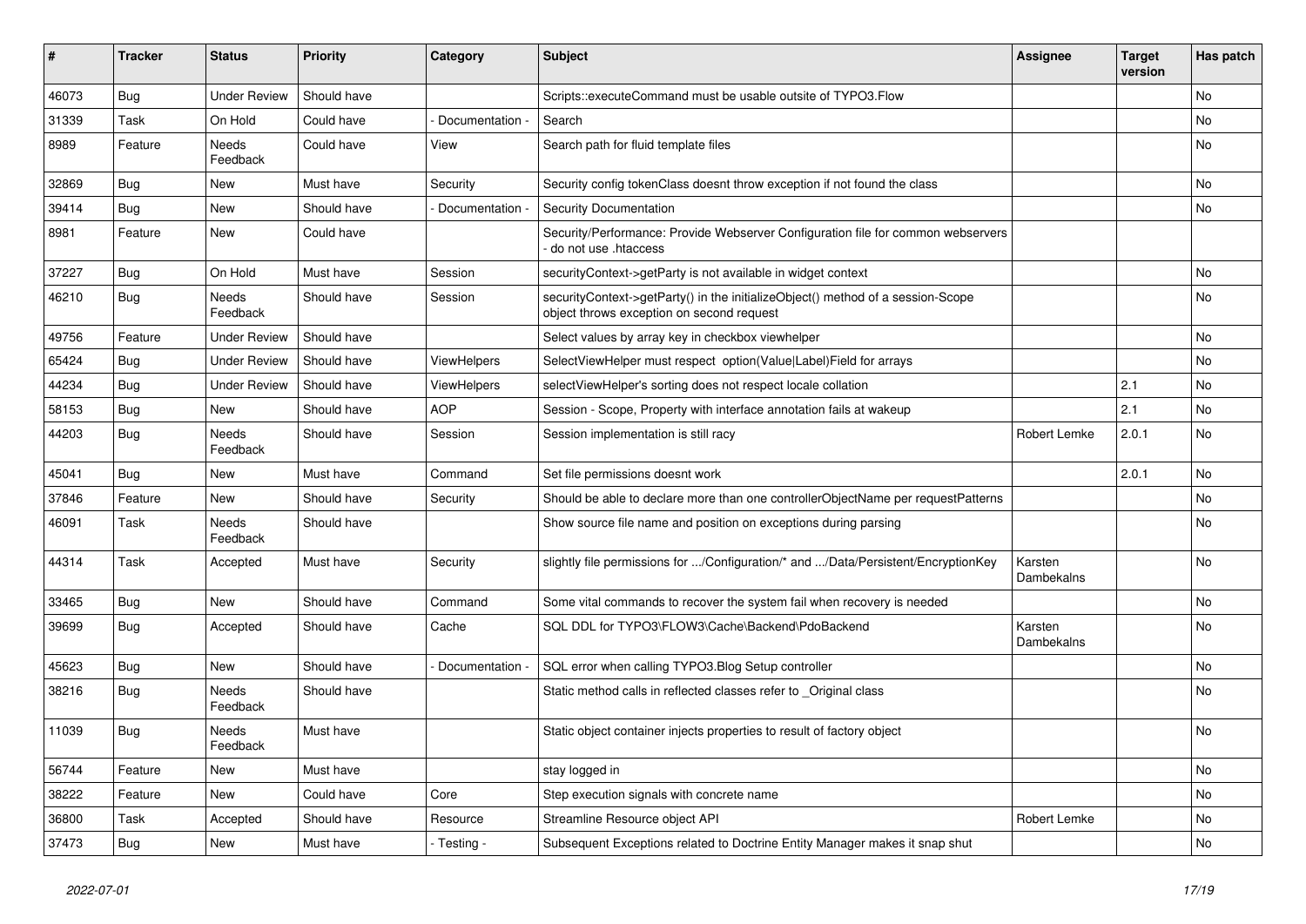| # | Tracker | Status | Priority | Category | Subject | Assignee | Target version | Has patch |
|---|---|---|---|---|---|---|---|---|
| 46073 | Bug | Under Review | Should have | | Scripts::executeCommand must be usable outsite of TYPO3.Flow | | | No |
| 31339 | Task | On Hold | Could have | - Documentation - | Search | | | No |
| 8989 | Feature | Needs Feedback | Could have | View | Search path for fluid template files | | | No |
| 32869 | Bug | New | Must have | Security | Security config tokenClass doesnt throw exception if not found the class | | | No |
| 39414 | Bug | New | Should have | - Documentation - | Security Documentation | | | No |
| 8981 | Feature | New | Could have | | Security/Performance: Provide Webserver Configuration file for common webservers - do not use .htaccess | | | |
| 37227 | Bug | On Hold | Must have | Session | securityContext->getParty is not available in widget context | | | No |
| 46210 | Bug | Needs Feedback | Should have | Session | securityContext->getParty() in the initializeObject() method of a session-Scope object throws exception on second request | | | No |
| 49756 | Feature | Under Review | Should have | | Select values by array key in checkbox viewhelper | | | No |
| 65424 | Bug | Under Review | Should have | ViewHelpers | SelectViewHelper must respect option(Value\|Label)Field for arrays | | | No |
| 44234 | Bug | Under Review | Should have | ViewHelpers | selectViewHelper's sorting does not respect locale collation | | 2.1 | No |
| 58153 | Bug | New | Should have | AOP | Session - Scope, Property with interface annotation fails at wakeup | | 2.1 | No |
| 44203 | Bug | Needs Feedback | Should have | Session | Session implementation is still racy | Robert Lemke | 2.0.1 | No |
| 45041 | Bug | New | Must have | Command | Set file permissions doesnt work | | 2.0.1 | No |
| 37846 | Feature | New | Should have | Security | Should be able to declare more than one controllerObjectName per requestPatterns | | | No |
| 46091 | Task | Needs Feedback | Should have | | Show source file name and position on exceptions during parsing | | | No |
| 44314 | Task | Accepted | Must have | Security | slightly file permissions for .../Configuration/* and .../Data/Persistent/EncryptionKey | Karsten Dambekalns | | No |
| 33465 | Bug | New | Should have | Command | Some vital commands to recover the system fail when recovery is needed | | | No |
| 39699 | Bug | Accepted | Should have | Cache | SQL DDL for TYPO3\FLOW3\Cache\Backend\PdoBackend | Karsten Dambekalns | | No |
| 45623 | Bug | New | Should have | - Documentation - | SQL error when calling TYPO3.Blog Setup controller | | | No |
| 38216 | Bug | Needs Feedback | Should have | | Static method calls in reflected classes refer to _Original class | | | No |
| 11039 | Bug | Needs Feedback | Must have | | Static object container injects properties to result of factory object | | | No |
| 56744 | Feature | New | Must have | | stay logged in | | | No |
| 38222 | Feature | New | Could have | Core | Step execution signals with concrete name | | | No |
| 36800 | Task | Accepted | Should have | Resource | Streamline Resource object API | Robert Lemke | | No |
| 37473 | Bug | New | Must have | - Testing - | Subsequent Exceptions related to Doctrine Entity Manager makes it snap shut | | | No |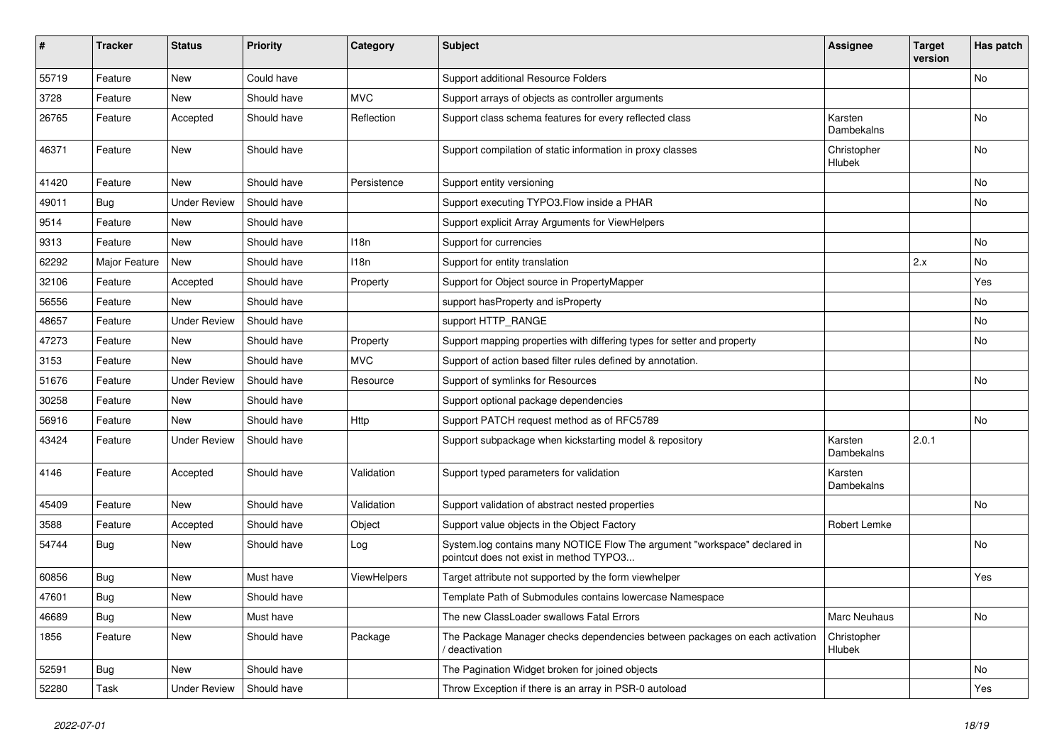| # | Tracker | Status | Priority | Category | Subject | Assignee | Target version | Has patch |
|---|---|---|---|---|---|---|---|---|
| 55719 | Feature | New | Could have | | Support additional Resource Folders | | | No |
| 3728 | Feature | New | Should have | MVC | Support arrays of objects as controller arguments | | | |
| 26765 | Feature | Accepted | Should have | Reflection | Support class schema features for every reflected class | Karsten Dambekalns | | No |
| 46371 | Feature | New | Should have | | Support compilation of static information in proxy classes | Christopher Hlubek | | No |
| 41420 | Feature | New | Should have | Persistence | Support entity versioning | | | No |
| 49011 | Bug | Under Review | Should have | | Support executing TYPO3.Flow inside a PHAR | | | No |
| 9514 | Feature | New | Should have | | Support explicit Array Arguments for ViewHelpers | | | |
| 9313 | Feature | New | Should have | I18n | Support for currencies | | | No |
| 62292 | Major Feature | New | Should have | I18n | Support for entity translation | | 2.x | No |
| 32106 | Feature | Accepted | Should have | Property | Support for Object source in PropertyMapper | | | Yes |
| 56556 | Feature | New | Should have | | support hasProperty and isProperty | | | No |
| 48657 | Feature | Under Review | Should have | | support HTTP_RANGE | | | No |
| 47273 | Feature | New | Should have | Property | Support mapping properties with differing types for setter and property | | | No |
| 3153 | Feature | New | Should have | MVC | Support of action based filter rules defined by annotation. | | | |
| 51676 | Feature | Under Review | Should have | Resource | Support of symlinks for Resources | | | No |
| 30258 | Feature | New | Should have | | Support optional package dependencies | | | |
| 56916 | Feature | New | Should have | Http | Support PATCH request method as of RFC5789 | | | No |
| 43424 | Feature | Under Review | Should have | | Support subpackage when kickstarting model & repository | Karsten Dambekalns | 2.0.1 | |
| 4146 | Feature | Accepted | Should have | Validation | Support typed parameters for validation | Karsten Dambekalns | | |
| 45409 | Feature | New | Should have | Validation | Support validation of abstract nested properties | | | No |
| 3588 | Feature | Accepted | Should have | Object | Support value objects in the Object Factory | Robert Lemke | | |
| 54744 | Bug | New | Should have | Log | System.log contains many NOTICE Flow The argument "workspace" declared in pointcut does not exist in method TYPO3... | | | No |
| 60856 | Bug | New | Must have | ViewHelpers | Target attribute not supported by the form viewhelper | | | Yes |
| 47601 | Bug | New | Should have | | Template Path of Submodules contains lowercase Namespace | | | |
| 46689 | Bug | New | Must have | | The new ClassLoader swallows Fatal Errors | Marc Neuhaus | | No |
| 1856 | Feature | New | Should have | Package | The Package Manager checks dependencies between packages on each activation / deactivation | Christopher Hlubek | | |
| 52591 | Bug | New | Should have | | The Pagination Widget broken for joined objects | | | No |
| 52280 | Task | Under Review | Should have | | Throw Exception if there is an array in PSR-0 autoload | | | Yes |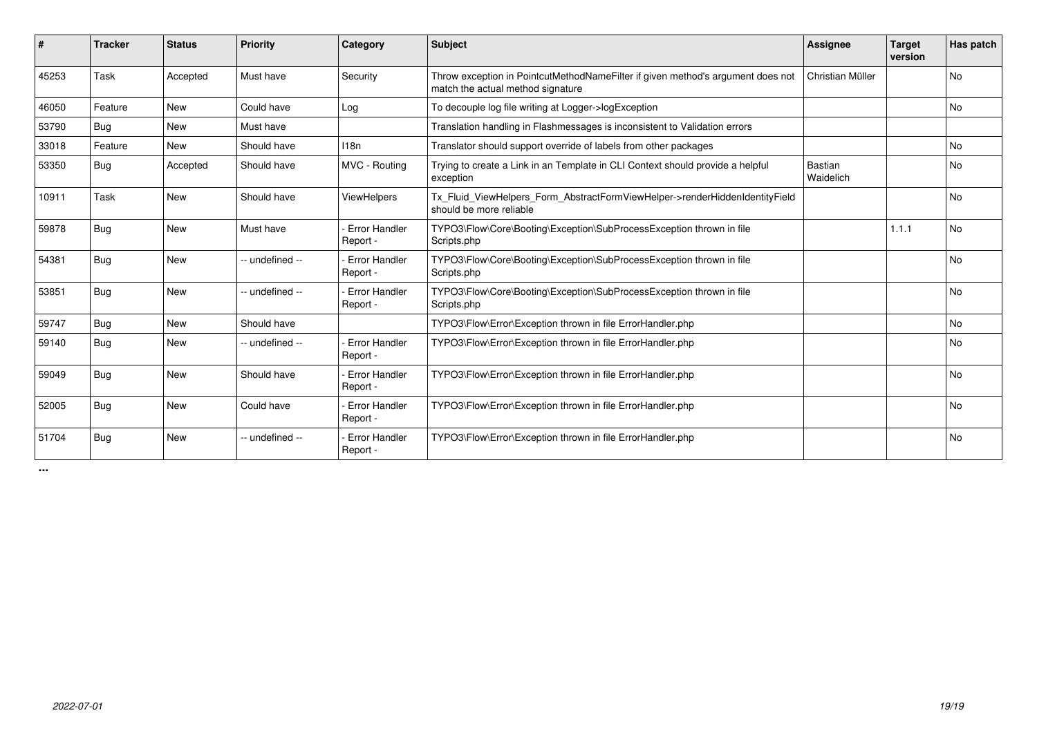| # | Tracker | Status | Priority | Category | Subject | Assignee | Target version | Has patch |
|---|---|---|---|---|---|---|---|---|
| 45253 | Task | Accepted | Must have | Security | Throw exception in PointcutMethodNameFilter if given method's argument does not match the actual method signature | Christian Müller | | No |
| 46050 | Feature | New | Could have | Log | To decouple log file writing at Logger->logException | | | No |
| 53790 | Bug | New | Must have | | Translation handling in Flashmessages is inconsistent to Validation errors | | | |
| 33018 | Feature | New | Should have | I18n | Translator should support override of labels from other packages | | | No |
| 53350 | Bug | Accepted | Should have | MVC - Routing | Trying to create a Link in an Template in CLI Context should provide a helpful exception | Bastian Waidelich | | No |
| 10911 | Task | New | Should have | ViewHelpers | Tx_Fluid_ViewHelpers_Form_AbstractFormViewHelper->renderHiddenIdentityField should be more reliable | | | No |
| 59878 | Bug | New | Must have | - Error Handler Report - | TYPO3\Flow\Core\Booting\Exception\SubProcessException thrown in file Scripts.php | | 1.1.1 | No |
| 54381 | Bug | New | -- undefined -- | - Error Handler Report - | TYPO3\Flow\Core\Booting\Exception\SubProcessException thrown in file Scripts.php | | | No |
| 53851 | Bug | New | -- undefined -- | - Error Handler Report - | TYPO3\Flow\Core\Booting\Exception\SubProcessException thrown in file Scripts.php | | | No |
| 59747 | Bug | New | Should have | | TYPO3\Flow\Error\Exception thrown in file ErrorHandler.php | | | No |
| 59140 | Bug | New | -- undefined -- | - Error Handler Report - | TYPO3\Flow\Error\Exception thrown in file ErrorHandler.php | | | No |
| 59049 | Bug | New | Should have | - Error Handler Report - | TYPO3\Flow\Error\Exception thrown in file ErrorHandler.php | | | No |
| 52005 | Bug | New | Could have | - Error Handler Report - | TYPO3\Flow\Error\Exception thrown in file ErrorHandler.php | | | No |
| 51704 | Bug | New | -- undefined -- | - Error Handler Report - | TYPO3\Flow\Error\Exception thrown in file ErrorHandler.php | | | No |

...